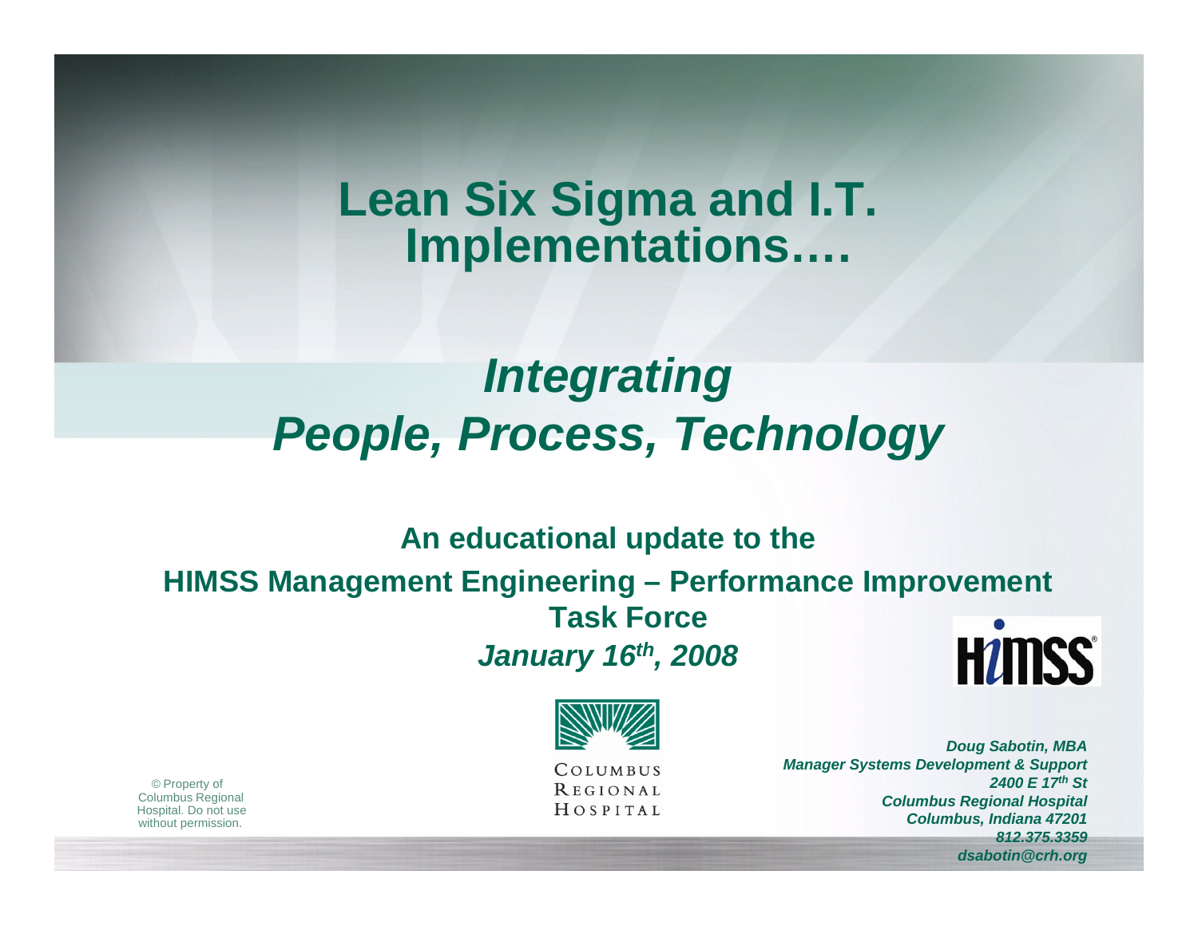# Lean Six Sigma and I.T. Implementations….

## *Integrating People, Process, Technology*

**An educational update to the**

**HIMSS Management Engineering – Performance Improvement Task Force**

***January 16th, 2008***

COLUMBUS REGIONAL HOSPITAL

***Doug Sabotin, MBA***
***Manager Systems Development & Support***
***2400 E 17th St***
***Columbus Regional Hospital***
***Columbus, Indiana 47201***
***812.375.3359***
***dsabotin@crh.org***

© Property of Columbus Regional Hospital. Do not use without permission.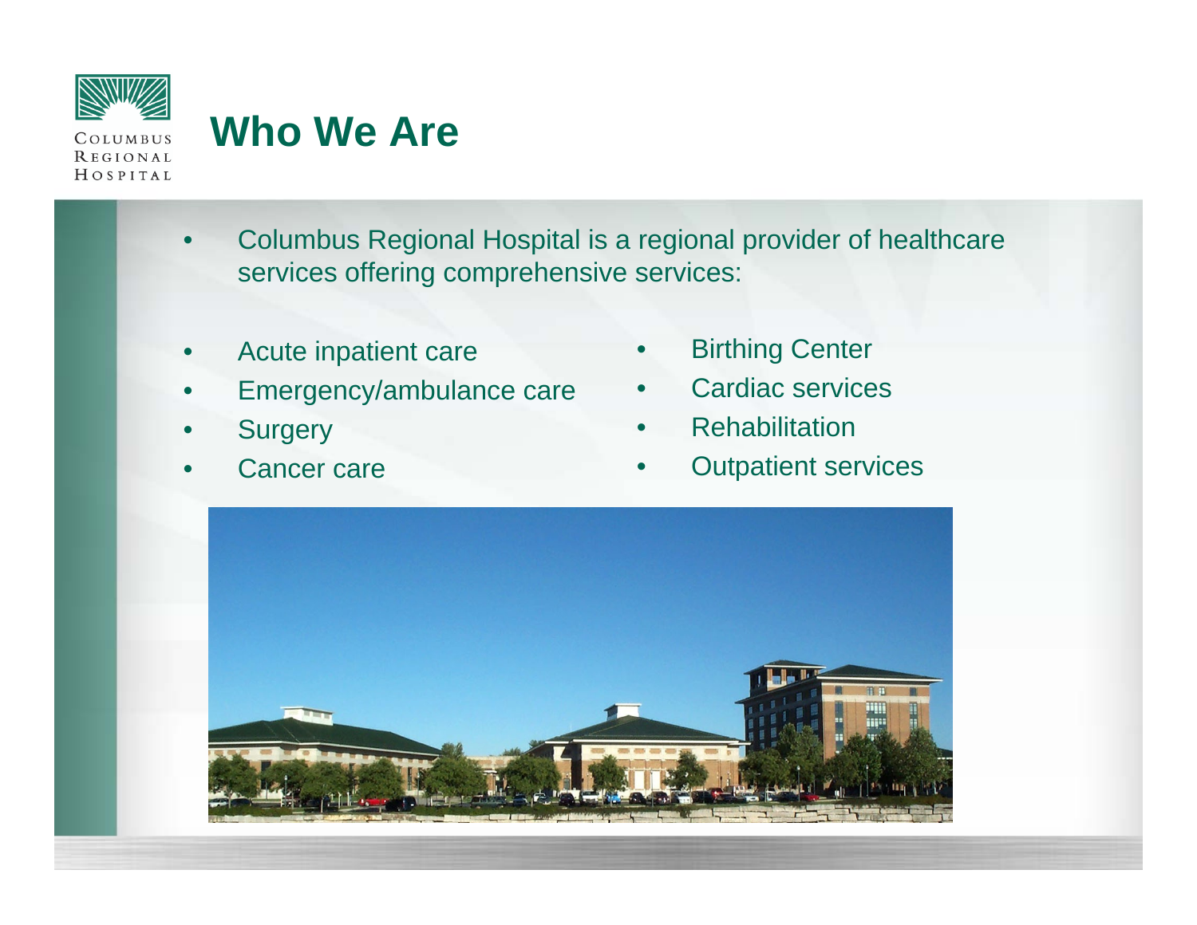# Who We Are

- Columbus Regional Hospital is a regional provider of healthcare services offering comprehensive services:

- Acute inpatient care
- Emergency/ambulance care
- Surgery
- Cancer care
- Birthing Center
- Cardiac services
- Rehabilitation
- Outpatient services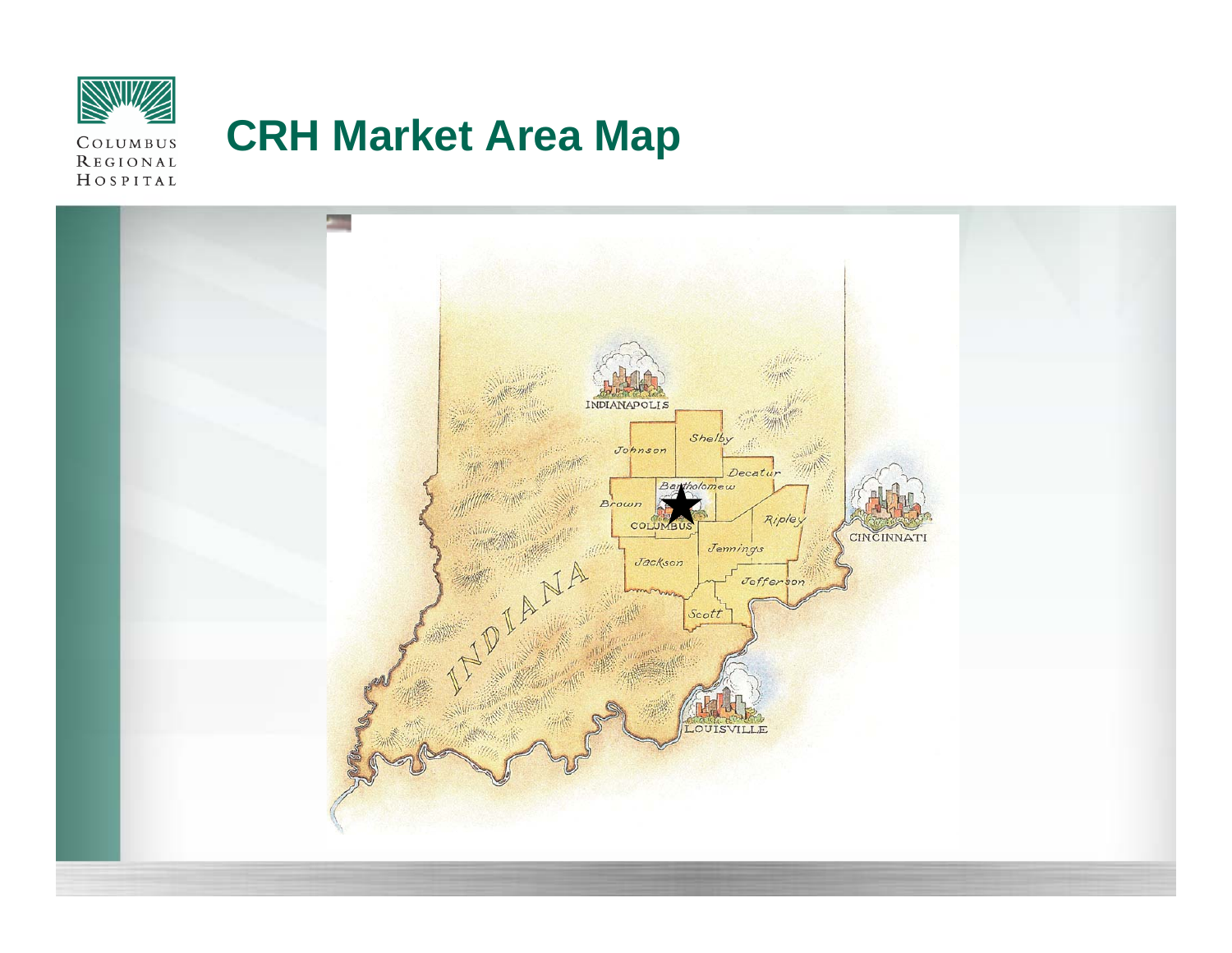# CRH Market Area Map

INDIANAPOLIS

Johnson

Shelby

Decatur

Bartholomew

Brown

COLUMBUS

Ripley

CINCINNATI

Jennings

Jackson

Jefferson

Scott

INDIANA

LOUISVILLE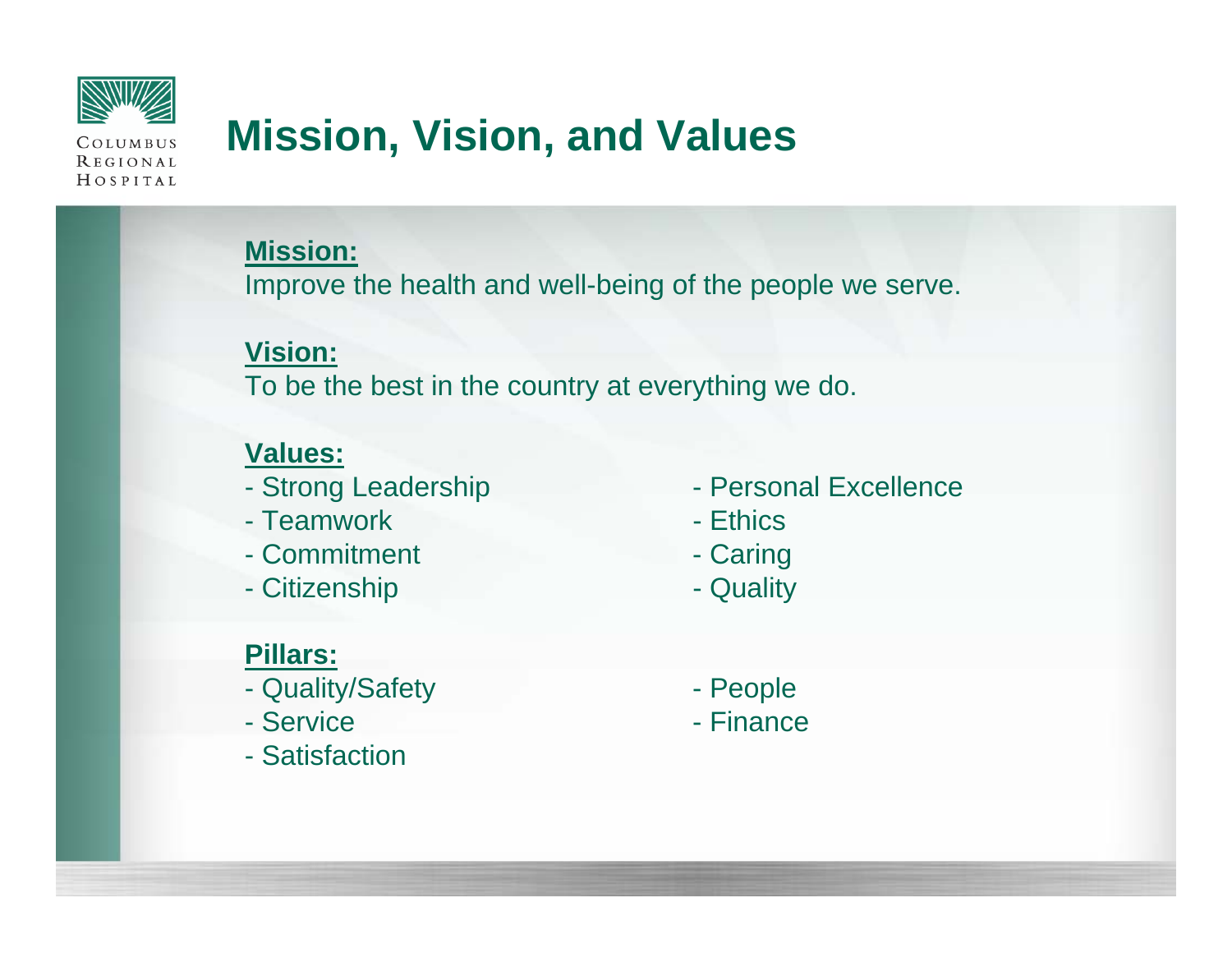# Mission, Vision, and Values

**Mission:**

Improve the health and well-being of the people we serve.

**Vision:**

To be the best in the country at everything we do.

**Values:**

- Strong Leadership
- Teamwork
- Commitment
- Citizenship
- Personal Excellence
- Ethics
- Caring
- Quality

**Pillars:**

- Quality/Safety
- Service
- Satisfaction
- People
- Finance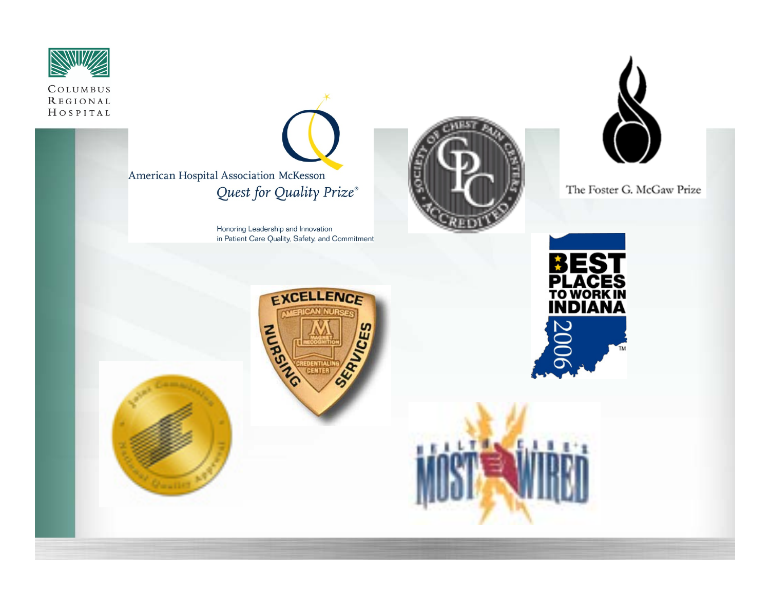Columbus Regional Hospital

American Hospital Association McKesson
*Quest for Quality Prize*®

Honoring Leadership and Innovation
in Patient Care Quality, Safety, and Commitment

Society of Chest Pain Centers Accredited

The Foster G. McGaw Prize

Best Places to Work in Indiana 2006™

Excellence — American Nurses Credentialing Center — Magnet Recognition — Nursing Services

Joint Commission National Quality Approval

Health Care's Most Wired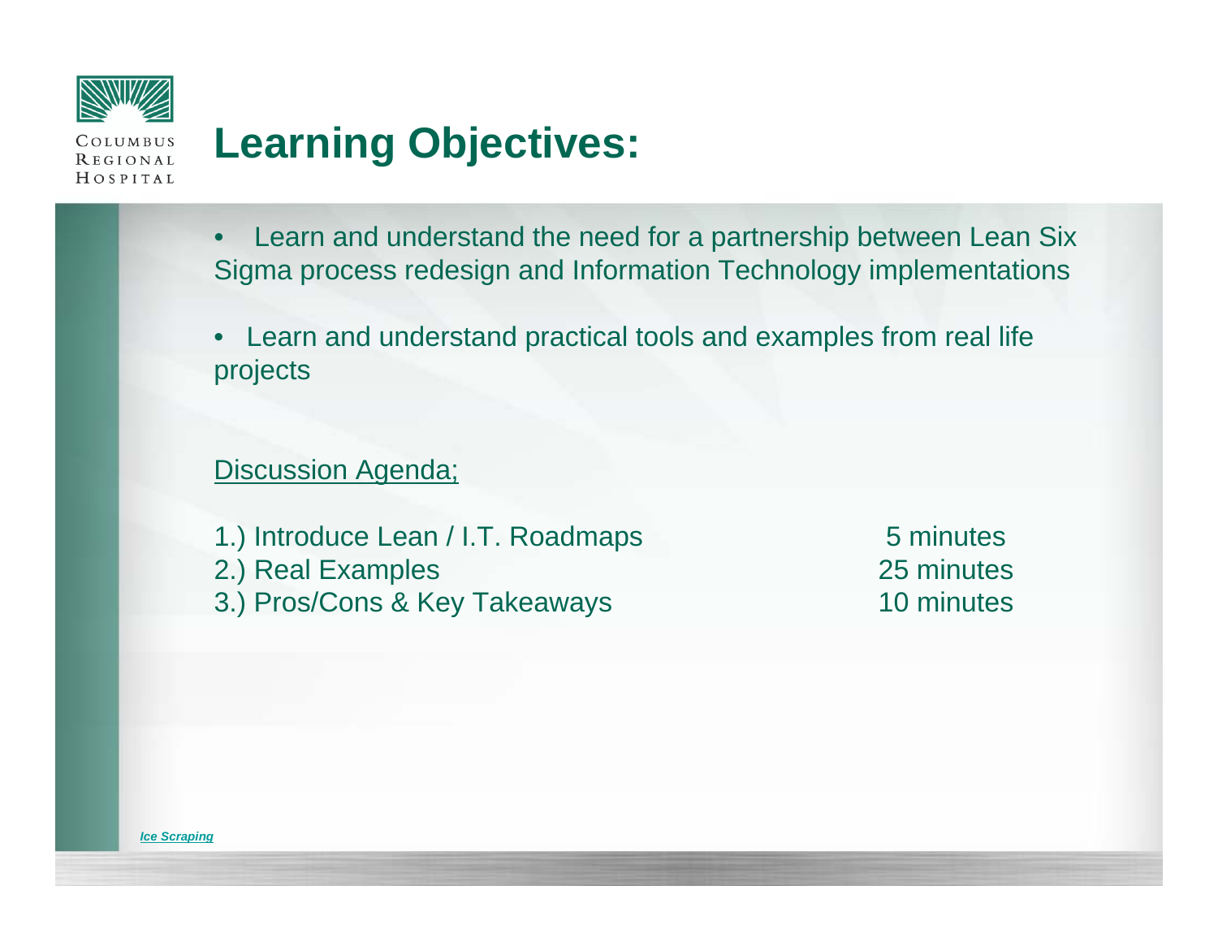# Learning Objectives:

- Learn and understand the need for a partnership between Lean Six Sigma process redesign and Information Technology implementations
- Learn and understand practical tools and examples from real life projects

Discussion Agenda;

| | |
|---|---|
| 1.) Introduce Lean / I.T. Roadmaps | 5 minutes |
| 2.) Real Examples | 25 minutes |
| 3.) Pros/Cons & Key Takeaways | 10 minutes |

***Ice Scraping***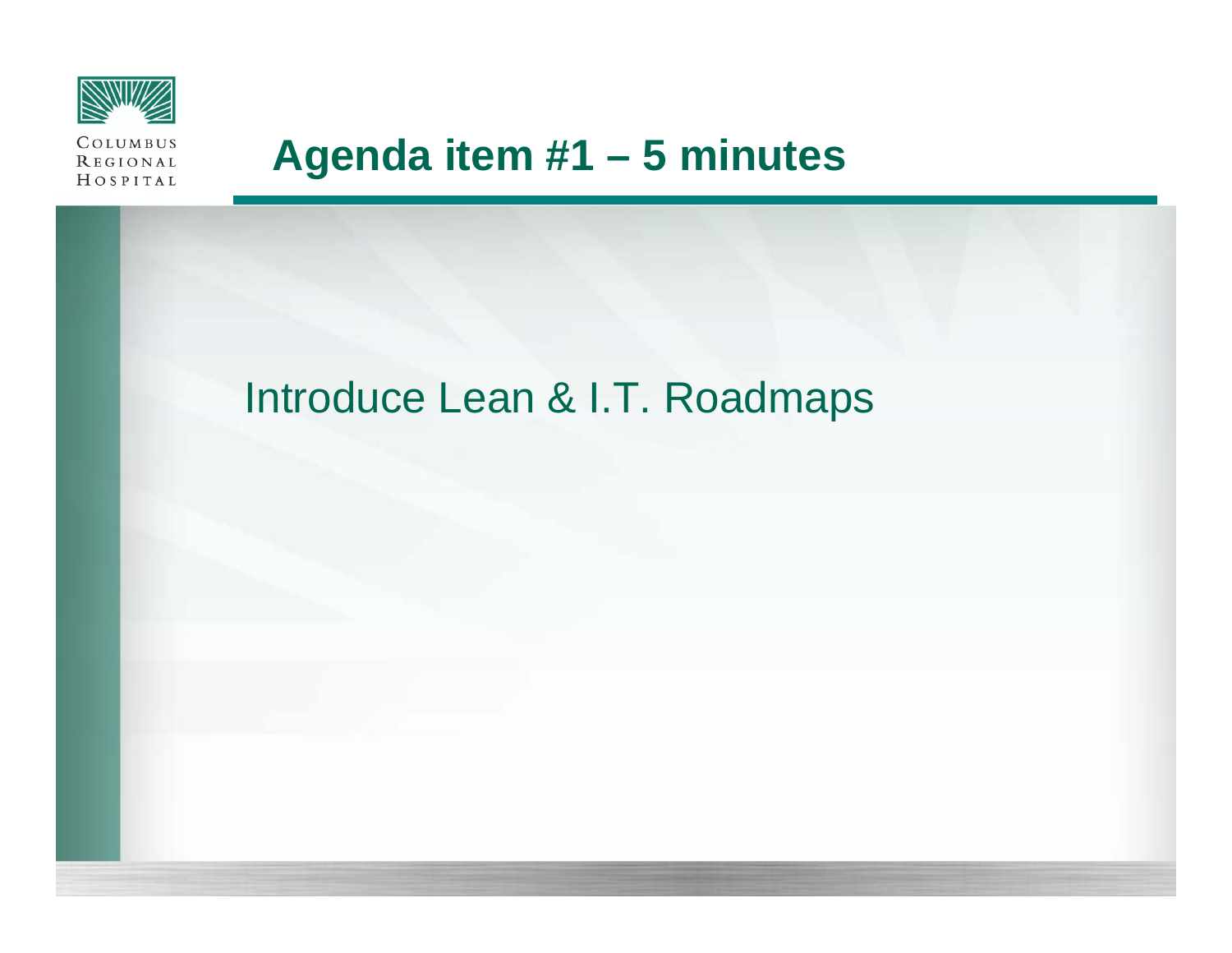# Agenda item #1 – 5 minutes

Introduce Lean & I.T. Roadmaps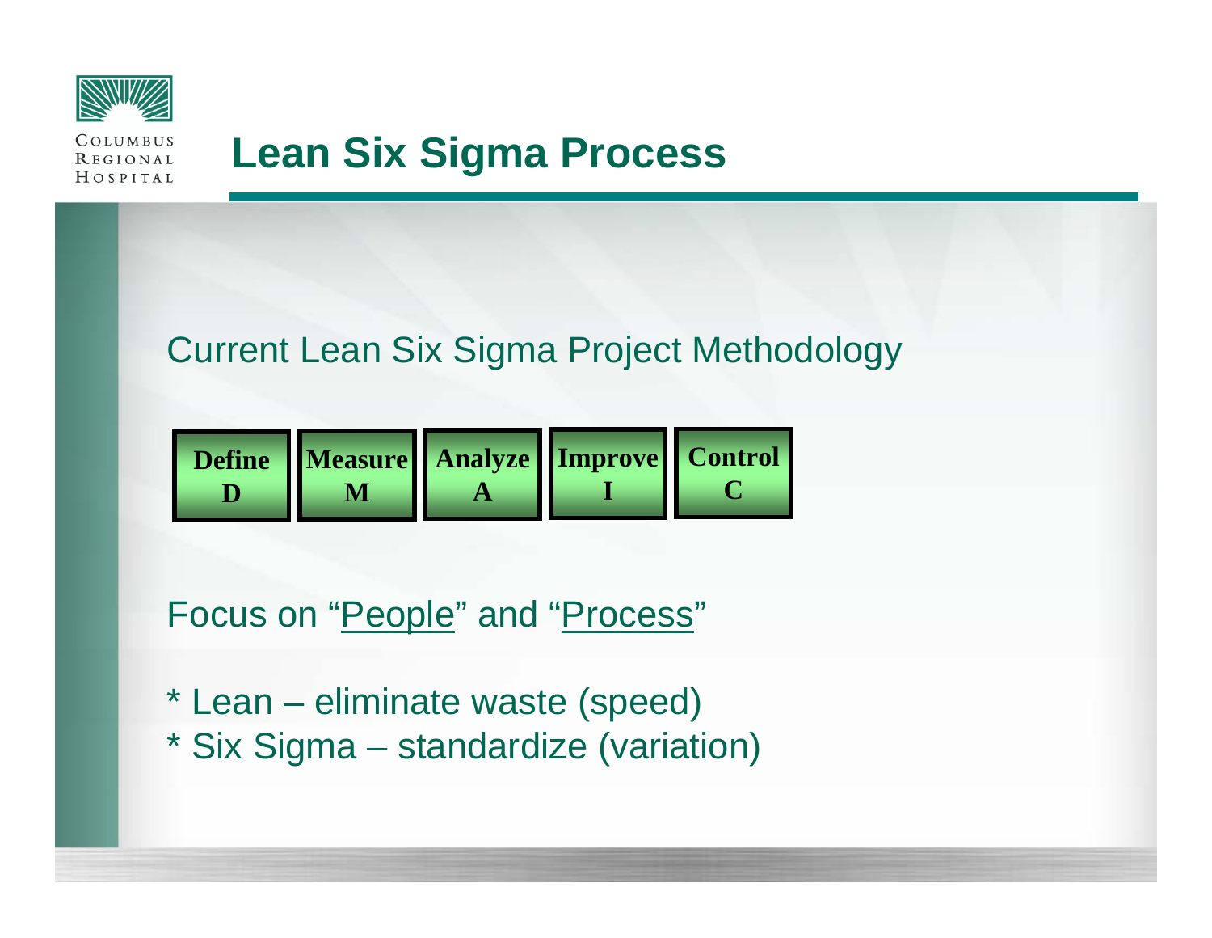# Lean Six Sigma Process

Current Lean Six Sigma Project Methodology

| Define | Measure | Analyze | Improve | Control |
|---|---|---|---|---|
| D | M | A | I | C |

Focus on "<u>People</u>" and "<u>Process</u>"

* Lean – eliminate waste (speed)
* Six Sigma – standardize (variation)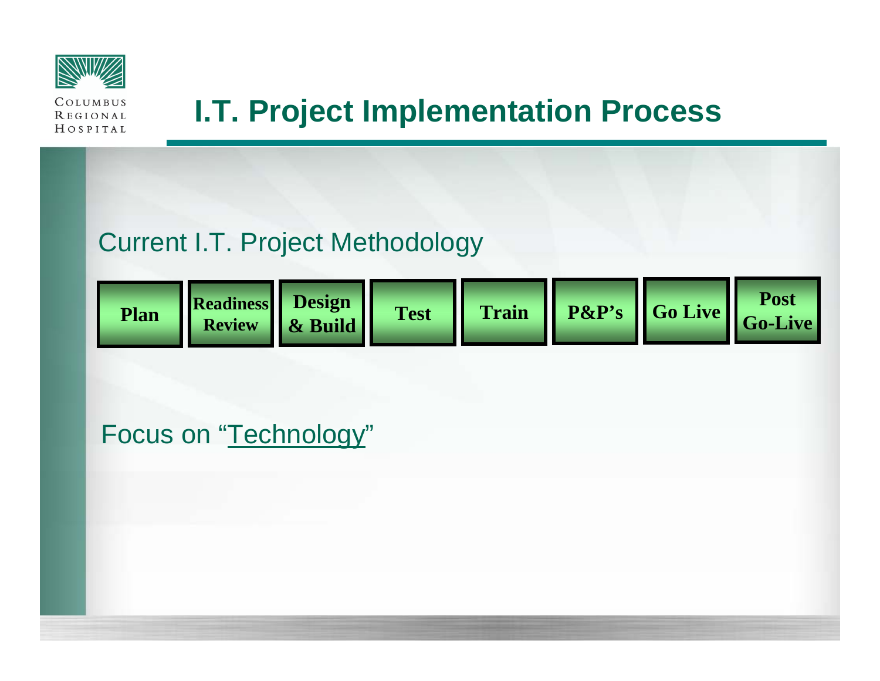# I.T. Project Implementation Process

## Current I.T. Project Methodology

**Plan** → **Readiness Review** → **Design & Build** → **Test** → **Train** → **P&P's** → **Go Live** → **Post Go-Live**

Focus on "Technology"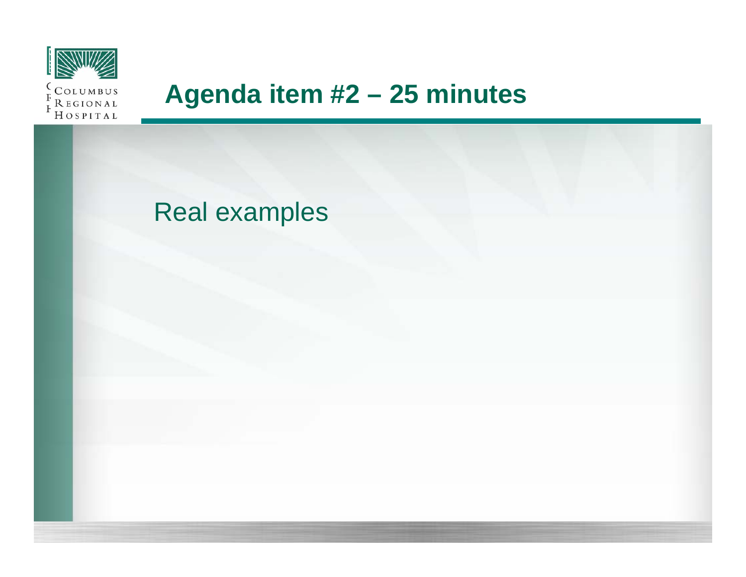# Agenda item #2 – 25 minutes

Real examples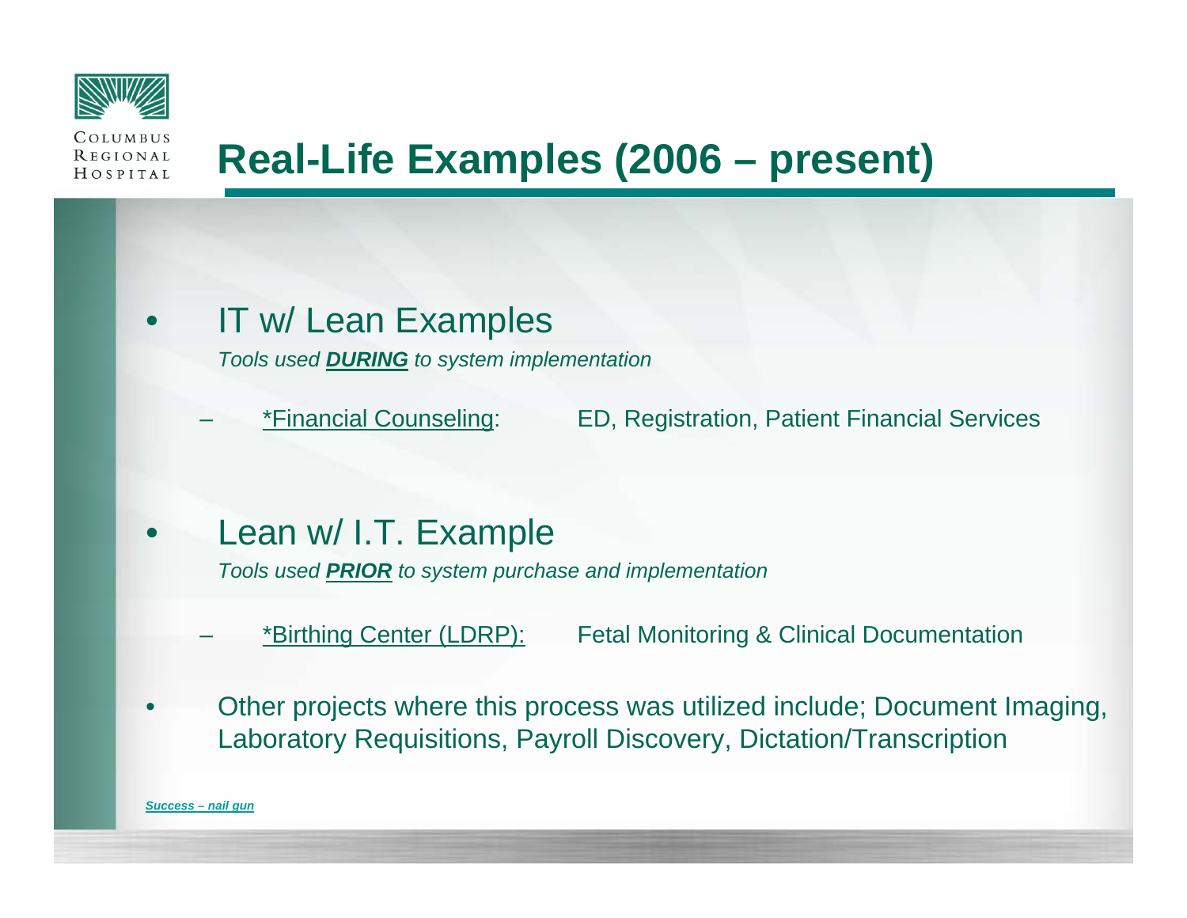Columbus Regional Hospital

# Real-Life Examples (2006 – present)

- IT w/ Lean Examples

  *Tools used **DURING** to system implementation*

  – *Financial Counseling: ED, Registration, Patient Financial Services

- Lean w/ I.T. Example

  *Tools used **PRIOR** to system purchase and implementation*

  – *Birthing Center (LDRP): Fetal Monitoring & Clinical Documentation

- Other projects where this process was utilized include; Document Imaging, Laboratory Requisitions, Payroll Discovery, Dictation/Transcription

***Success – nail gun***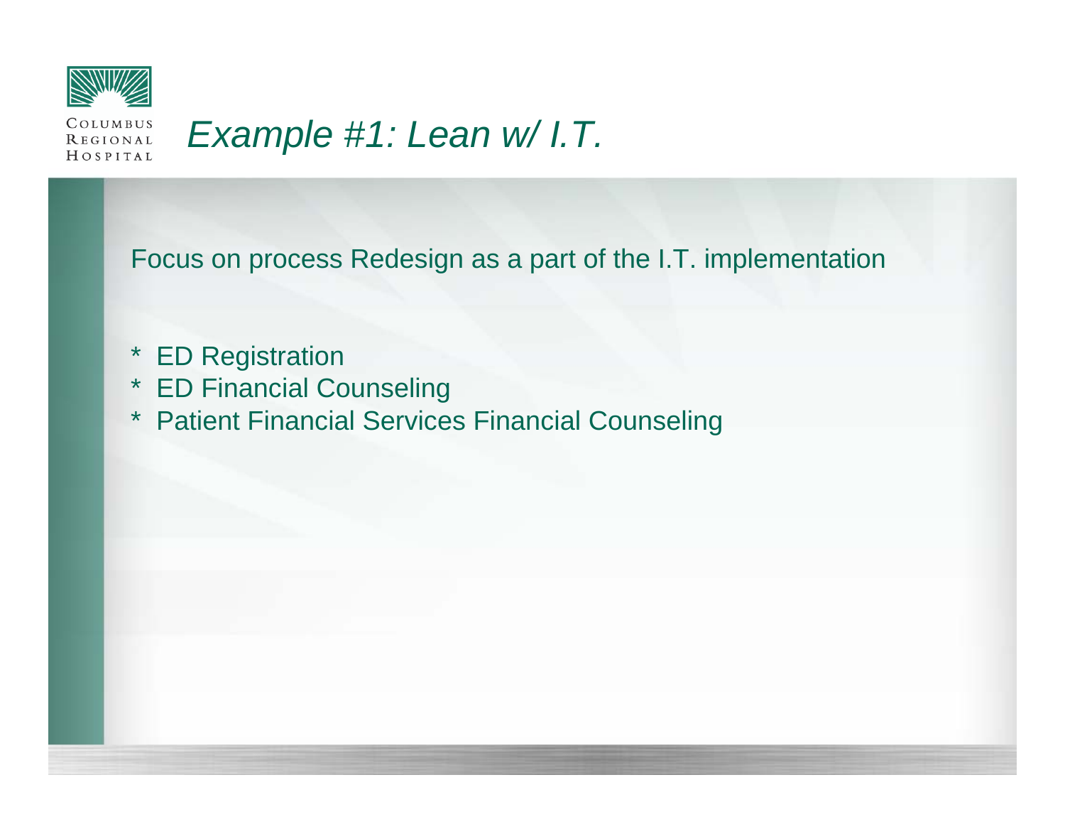Columbus Regional Hospital

# *Example #1: Lean w/ I.T.*

Focus on process Redesign as a part of the I.T. implementation

* ED Registration
* ED Financial Counseling
* Patient Financial Services Financial Counseling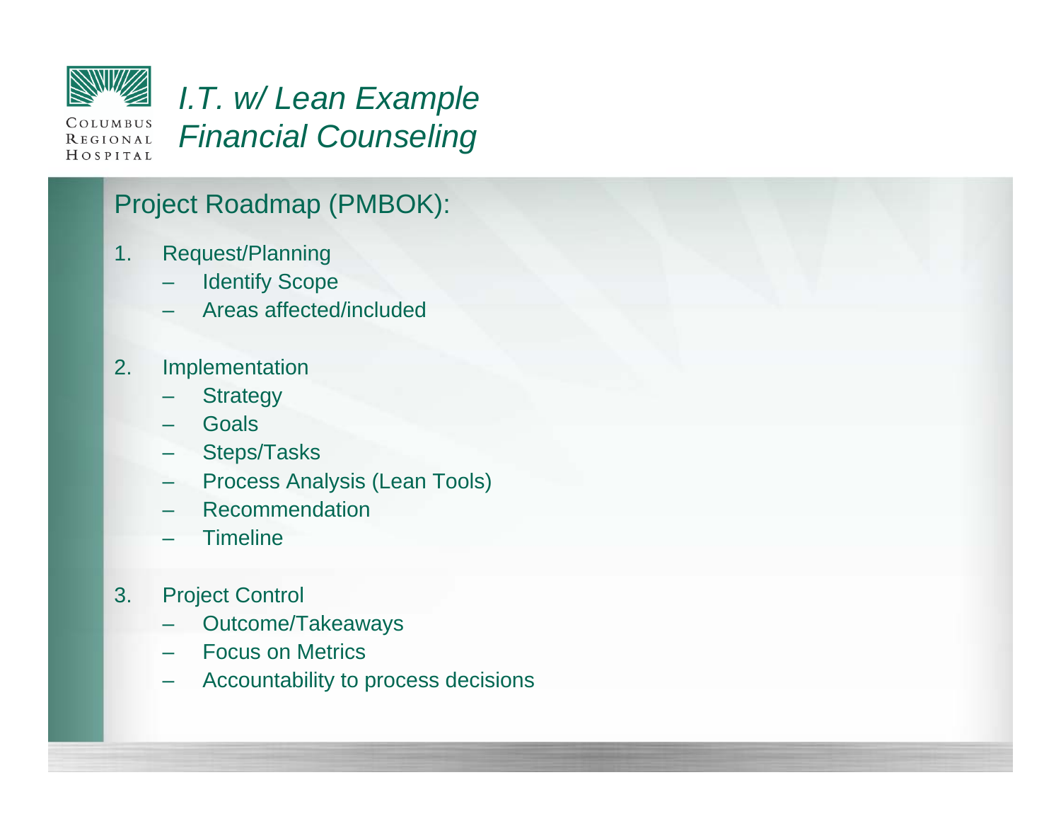# *I.T. w/ Lean Example Financial Counseling*

## Project Roadmap (PMBOK):

1. Request/Planning
   - Identify Scope
   - Areas affected/included

2. Implementation
   - Strategy
   - Goals
   - Steps/Tasks
   - Process Analysis (Lean Tools)
   - Recommendation
   - Timeline

3. Project Control
   - Outcome/Takeaways
   - Focus on Metrics
   - Accountability to process decisions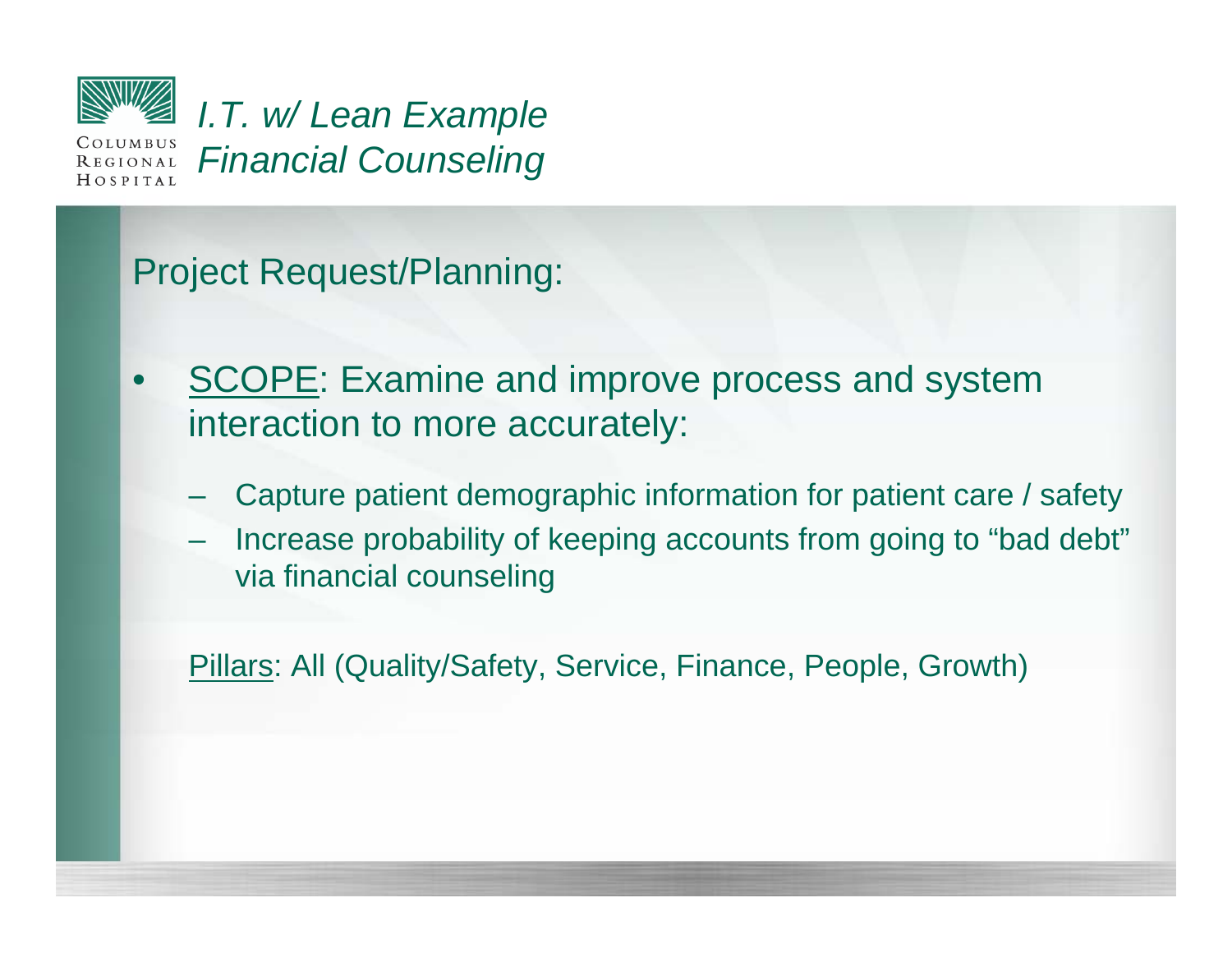# *I.T. w/ Lean Example*
# *Financial Counseling*

Project Request/Planning:

- SCOPE: Examine and improve process and system interaction to more accurately:
  - Capture patient demographic information for patient care / safety
  - Increase probability of keeping accounts from going to "bad debt" via financial counseling

Pillars: All (Quality/Safety, Service, Finance, People, Growth)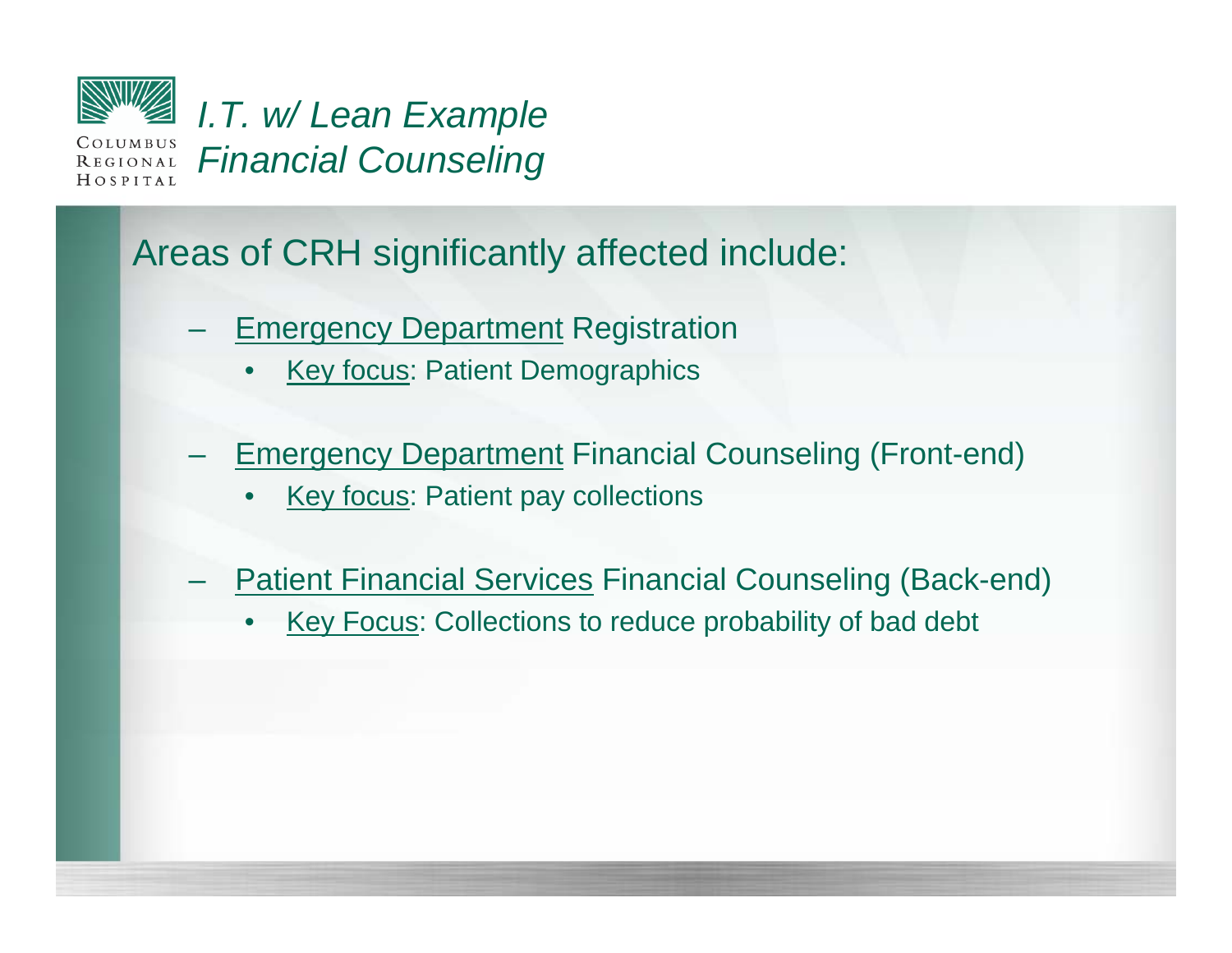# *I.T. w/ Lean Example*
# *Financial Counseling*

Areas of CRH significantly affected include:

- Emergency Department Registration
  - Key focus: Patient Demographics
- Emergency Department Financial Counseling (Front-end)
  - Key focus: Patient pay collections
- Patient Financial Services Financial Counseling (Back-end)
  - Key Focus: Collections to reduce probability of bad debt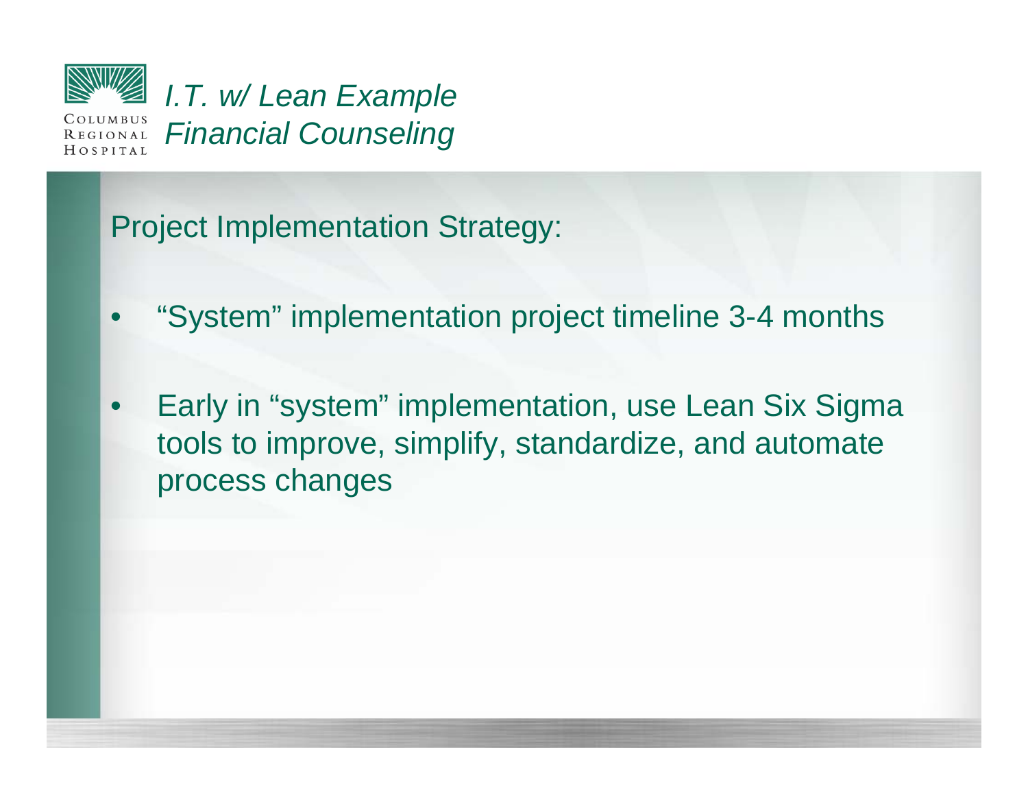# *I.T. w/ Lean Example*
# *Financial Counseling*

Project Implementation Strategy:

- "System" implementation project timeline 3-4 months
- Early in "system" implementation, use Lean Six Sigma tools to improve, simplify, standardize, and automate process changes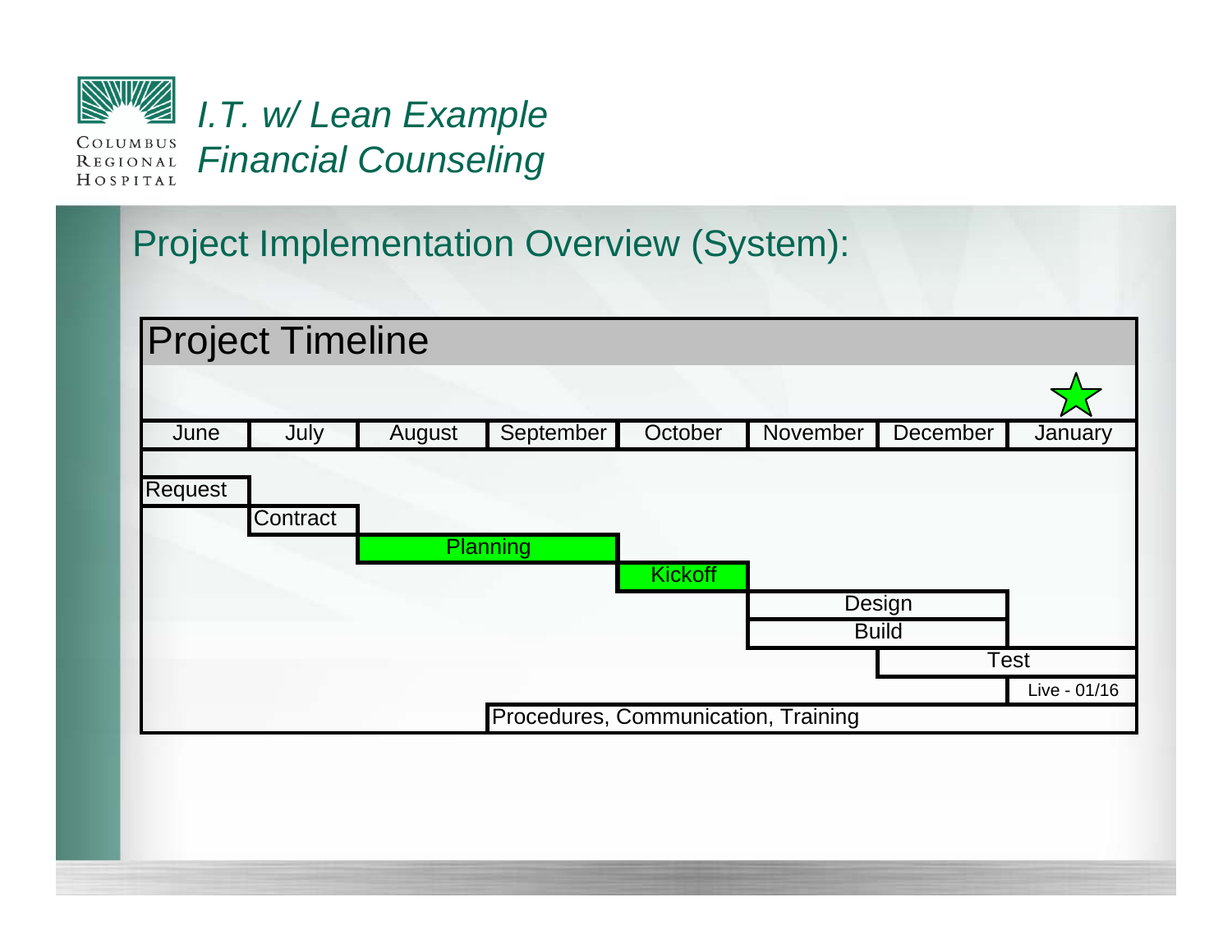*I.T. w/ Lean Example*
*Financial Counseling*

## Project Implementation Overview (System):

**Project Timeline**

| Task | June | July | August | September | October | November | December | January |
|---|---|---|---|---|---|---|---|---|
| Request | X | | | | | | | |
| Contract | | X | | | | | | |
| Planning | | | X | X | | | | |
| Kickoff | | | | | X | | | |
| Design | | | | | | X | X | |
| Build | | | | | | X | X | |
| Test | | | | | | | X | X |
| Live - 01/16 | | | | | | | | X |
| Procedures, Communication, Training | | | | X | X | X | X | X |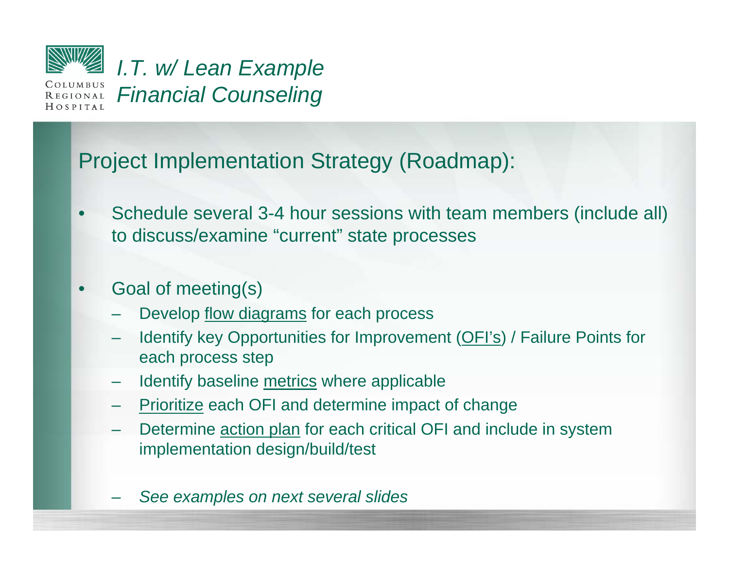# *I.T. w/ Lean Example*
# *Financial Counseling*

## Project Implementation Strategy (Roadmap):

- Schedule several 3-4 hour sessions with team members (include all) to discuss/examine "current" state processes

- Goal of meeting(s)
  - Develop flow diagrams for each process
  - Identify key Opportunities for Improvement (OFI's) / Failure Points for each process step
  - Identify baseline metrics where applicable
  - Prioritize each OFI and determine impact of change
  - Determine action plan for each critical OFI and include in system implementation design/build/test

  - *See examples on next several slides*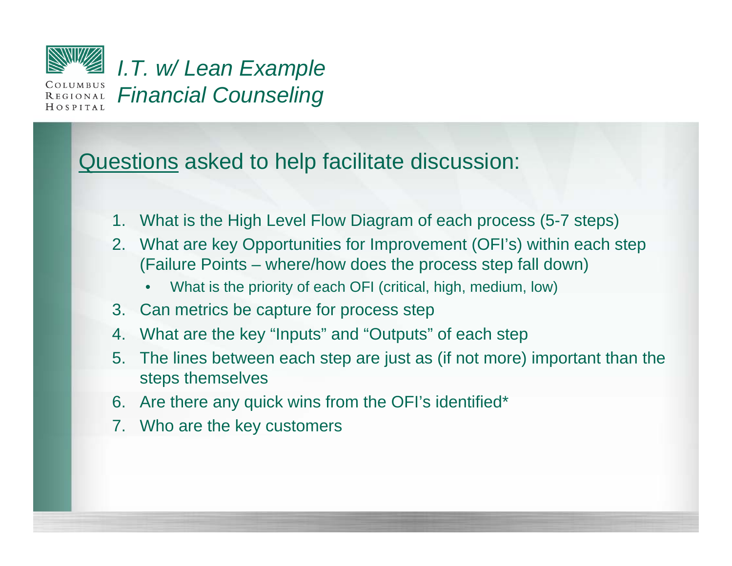# I.T. w/ Lean Example Financial Counseling

## Questions asked to help facilitate discussion:

1. What is the High Level Flow Diagram of each process (5-7 steps)
2. What are key Opportunities for Improvement (OFI's) within each step (Failure Points – where/how does the process step fall down)
   - What is the priority of each OFI (critical, high, medium, low)
3. Can metrics be capture for process step
4. What are the key "Inputs" and "Outputs" of each step
5. The lines between each step are just as (if not more) important than the steps themselves
6. Are there any quick wins from the OFI's identified*
7. Who are the key customers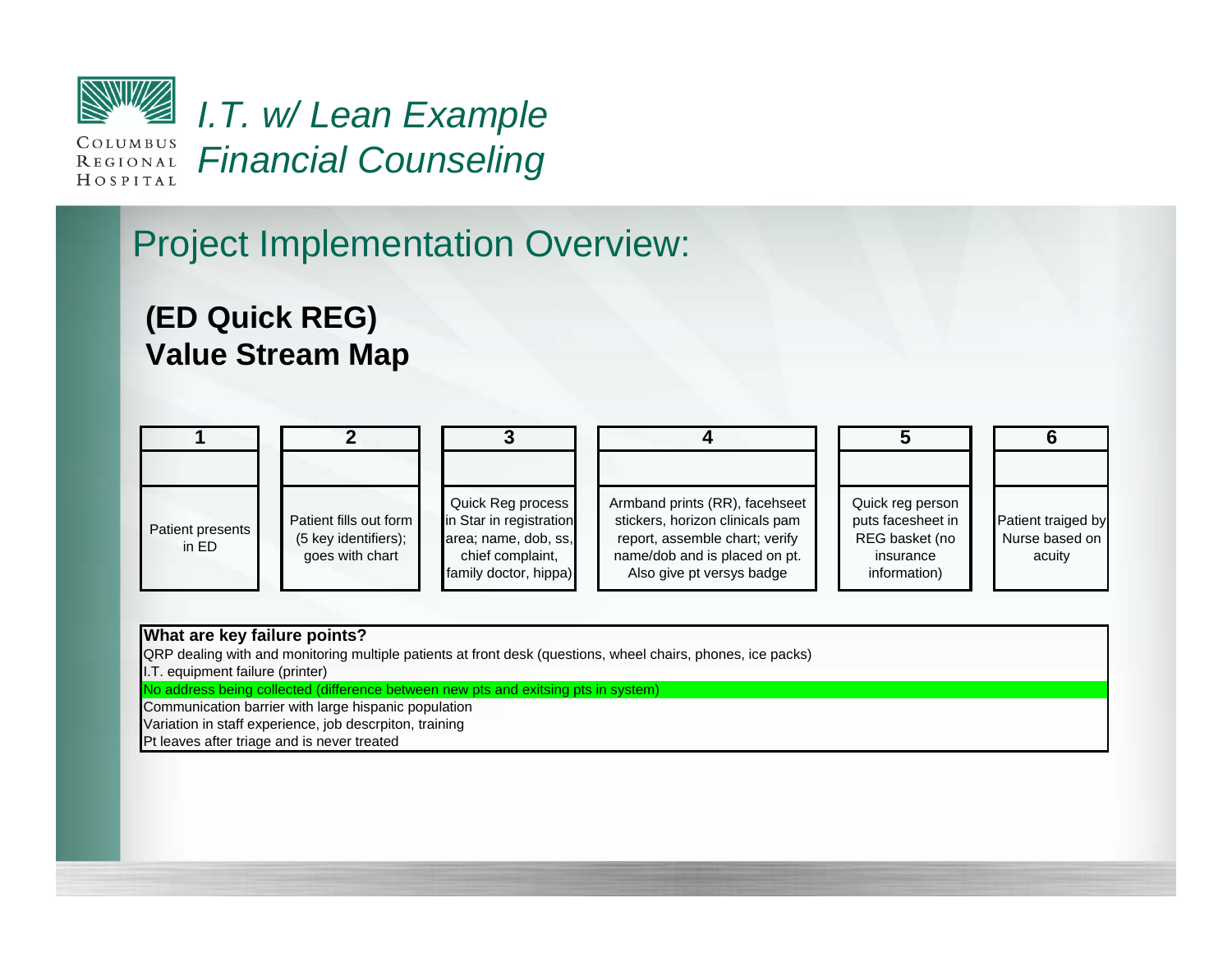# *I.T. w/ Lean Example*
# *Financial Counseling*

## Project Implementation Overview:

### (ED Quick REG) Value Stream Map

| 1 | 2 | 3 | 4 | 5 | 6 |
|---|---|---|---|---|---|
| | | | | | |
| Patient presents in ED | Patient fills out form (5 key identifiers); goes with chart | Quick Reg process in Star in registration area; name, dob, ss, chief complaint, family doctor, hippa) | Armband prints (RR), facehseet stickers, horizon clinicals pam report, assemble chart; verify name/dob and is placed on pt. Also give pt versys badge | Quick reg person puts facesheet in REG basket (no insurance information) | Patient traiged by Nurse based on acuity |

| **What are key failure points?** |
|---|
| QRP dealing with and monitoring multiple patients at front desk (questions, wheel chairs, phones, ice packs) |
| I.T. equipment failure (printer) |
| No address being collected (difference between new pts and exitsing pts in system) |
| Communication barrier with large hispanic population |
| Variation in staff experience, job descrpiton, training |
| Pt leaves after triage and is never treated |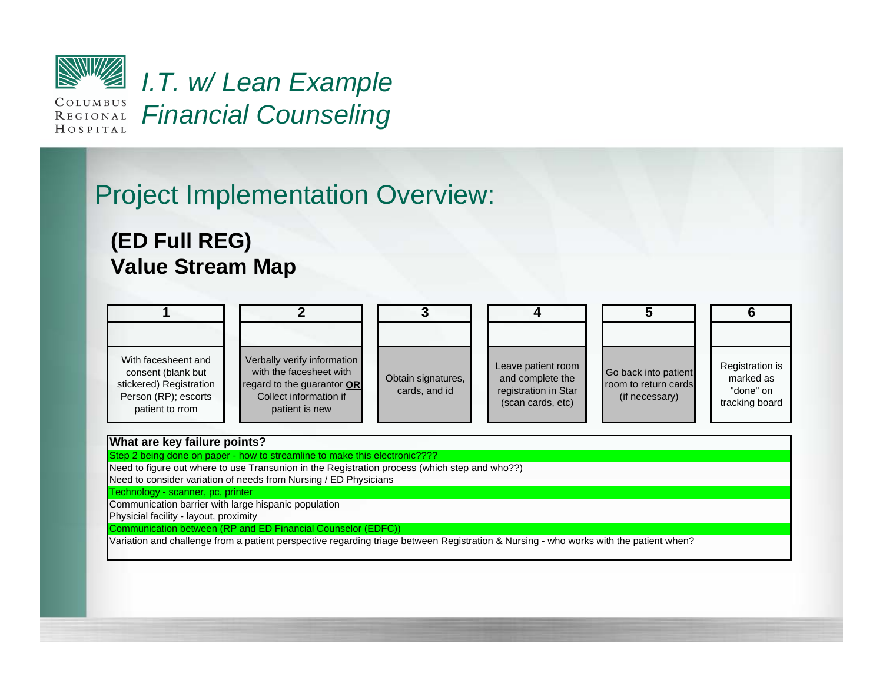# I.T. w/ Lean Example
## Financial Counseling

## Project Implementation Overview:

### (ED Full REG)
### Value Stream Map

| 1 | 2 | 3 | 4 | 5 | 6 |
|---|---|---|---|---|---|
| | | | | | |
| With facesheent and consent (blank but stickered) Registration Person (RP); escorts patient to rrom | Verbally verify information with the facesheet with regard to the guarantor **OR** Collect information if patient is new | Obtain signatures, cards, and id | Leave patient room and complete the registration in Star (scan cards, etc) | Go back into patient room to return cards (if necessary) | Registration is marked as "done" on tracking board |

**What are key failure points?**

- Step 2 being done on paper - how to streamline to make this electronic????
- Need to figure out where to use Transunion in the Registration process (which step and who??)
- Need to consider variation of needs from Nursing / ED Physicians
- Technology - scanner, pc, printer
- Communication barrier with large hispanic population
- Physicial facility - layout, proximity
- Communication between (RP and ED Financial Counselor (EDFC))
- Variation and challenge from a patient perspective regarding triage between Registration & Nursing - who works with the patient when?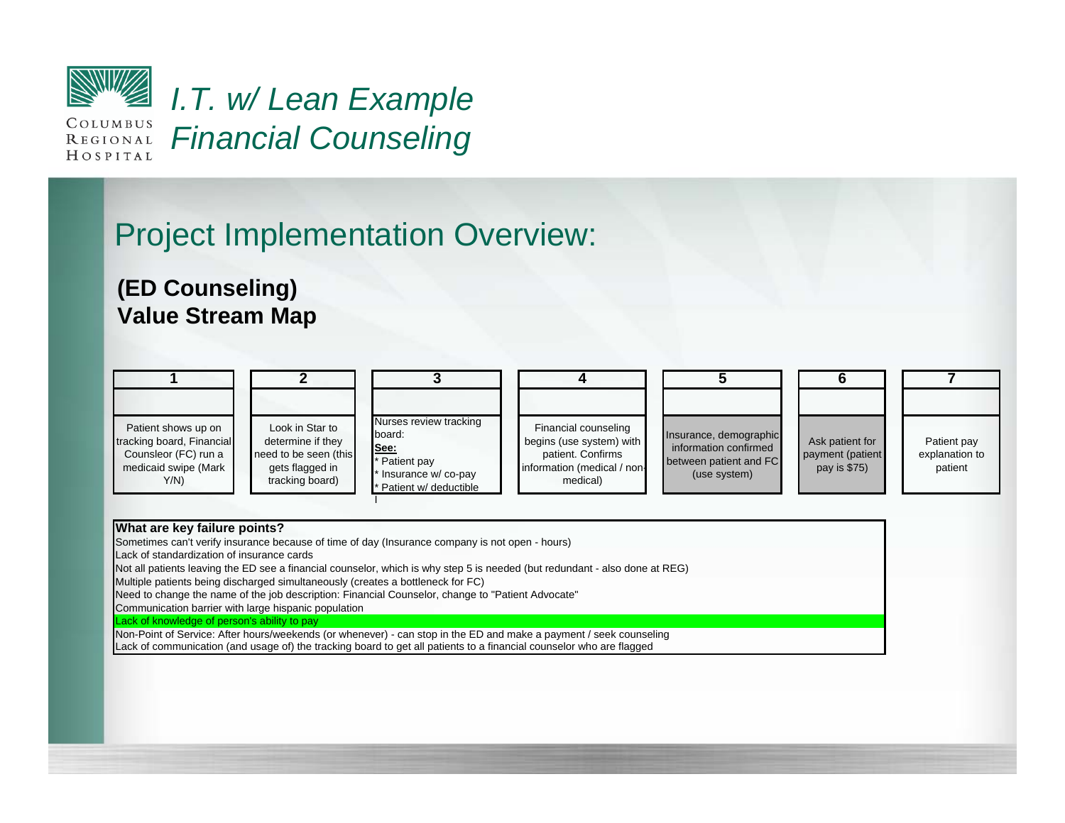# *I.T. w/ Lean Example*
# *Financial Counseling*

## Project Implementation Overview:

**(ED Counseling)**
**Value Stream Map**

| 1 | 2 | 3 | 4 | 5 | 6 | 7 |
|---|---|---|---|---|---|---|
| | | | | | | |
| Patient shows up on tracking board, Financial Counsleor (FC) run a medicaid swipe (Mark Y/N) | Look in Star to determine if they need to be seen (this gets flagged in tracking board) | Nurses review tracking board: **See:** * Patient pay * Insurance w/ co-pay * Patient w/ deductible | Financial counseling begins (use system) with patient. Confirms information (medical / non-medical) | Insurance, demographic information confirmed between patient and FC (use system) | Ask patient for payment (patient pay is $75) | Patient pay explanation to patient |

**What are key failure points?**

Sometimes can't verify insurance because of time of day (Insurance company is not open - hours)
Lack of standardization of insurance cards
Not all patients leaving the ED see a financial counselor, which is why step 5 is needed (but redundant - also done at REG)
Multiple patients being discharged simultaneously (creates a bottleneck for FC)
Need to change the name of the job description: Financial Counselor, change to "Patient Advocate"
Communication barrier with large hispanic population
Lack of knowledge of person's ability to pay
Non-Point of Service: After hours/weekends (or whenever) - can stop in the ED and make a payment / seek counseling
Lack of communication (and usage of) the tracking board to get all patients to a financial counselor who are flagged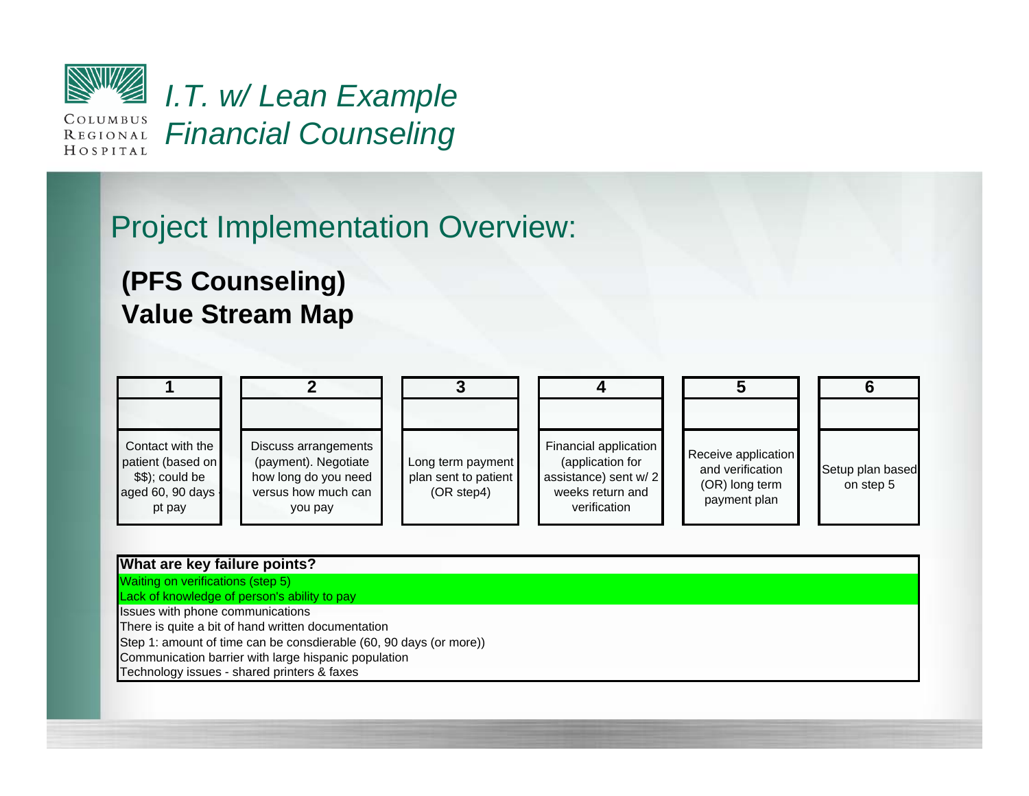# I.T. w/ Lean Example
## Financial Counseling

## Project Implementation Overview:

### (PFS Counseling) Value Stream Map

| 1 | 2 | 3 | 4 | 5 | 6 |
|---|---|---|---|---|---|
| | | | | | |
| Contact with the patient (based on $$); could be aged 60, 90 days - pt pay | Discuss arrangements (payment). Negotiate how long do you need versus how much can you pay | Long term payment plan sent to patient (OR step4) | Financial application (application for assistance) sent w/ 2 weeks return and verification | Receive application and verification (OR) long term payment plan | Setup plan based on step 5 |

| What are key failure points? |
|---|
| Waiting on verifications (step 5) |
| Lack of knowledge of person's ability to pay |
| Issues with phone communications |
| There is quite a bit of hand written documentation |
| Step 1: amount of time can be consdierable (60, 90 days (or more)) |
| Communication barrier with large hispanic population |
| Technology issues - shared printers & faxes |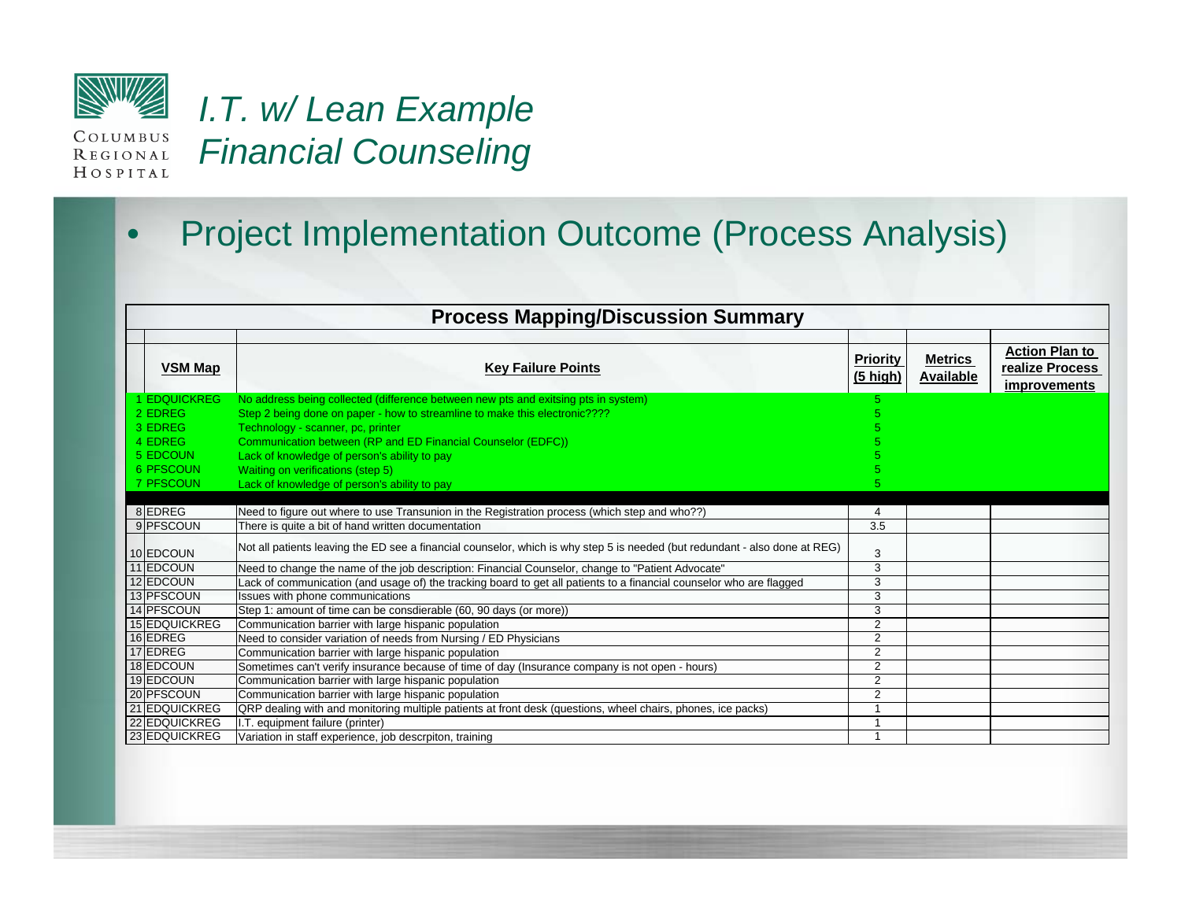# I.T. w/ Lean Example
## Financial Counseling

- Project Implementation Outcome (Process Analysis)

**Process Mapping/Discussion Summary**

| | VSM Map | Key Failure Points | Priority (5 high) | Metrics Available | Action Plan to realize Process improvements |
|---|---|---|---|---|---|
| 1 | EDQUICKREG | No address being collected (difference between new pts and exitsing pts in system) | 5 | | |
| 2 | EDREG | Step 2 being done on paper - how to streamline to make this electronic???? | 5 | | |
| 3 | EDREG | Technology - scanner, pc, printer | 5 | | |
| 4 | EDREG | Communication between (RP and ED Financial Counselor (EDFC)) | 5 | | |
| 5 | EDCOUN | Lack of knowledge of person's ability to pay | 5 | | |
| 6 | PFSCOUN | Waiting on verifications (step 5) | 5 | | |
| 7 | PFSCOUN | Lack of knowledge of person's ability to pay | 5 | | |
| 8 | EDREG | Need to figure out where to use Transunion in the Registration process (which step and who??) | 4 | | |
| 9 | PFSCOUN | There is quite a bit of hand written documentation | 3.5 | | |
| 10 | EDCOUN | Not all patients leaving the ED see a financial counselor, which is why step 5 is needed (but redundant - also done at REG) | 3 | | |
| 11 | EDCOUN | Need to change the name of the job description: Financial Counselor, change to "Patient Advocate" | 3 | | |
| 12 | EDCOUN | Lack of communication (and usage of) the tracking board to get all patients to a financial counselor who are flagged | 3 | | |
| 13 | PFSCOUN | Issues with phone communications | 3 | | |
| 14 | PFSCOUN | Step 1: amount of time can be consdierable (60, 90 days (or more)) | 3 | | |
| 15 | EDQUICKREG | Communication barrier with large hispanic population | 2 | | |
| 16 | EDREG | Need to consider variation of needs from Nursing / ED Physicians | 2 | | |
| 17 | EDREG | Communication barrier with large hispanic population | 2 | | |
| 18 | EDCOUN | Sometimes can't verify insurance because of time of day (Insurance company is not open - hours) | 2 | | |
| 19 | EDCOUN | Communication barrier with large hispanic population | 2 | | |
| 20 | PFSCOUN | Communication barrier with large hispanic population | 2 | | |
| 21 | EDQUICKREG | QRP dealing with and monitoring multiple patients at front desk (questions, wheel chairs, phones, ice packs) | 1 | | |
| 22 | EDQUICKREG | I.T. equipment failure (printer) | 1 | | |
| 23 | EDQUICKREG | Variation in staff experience, job descrpiton, training | 1 | | |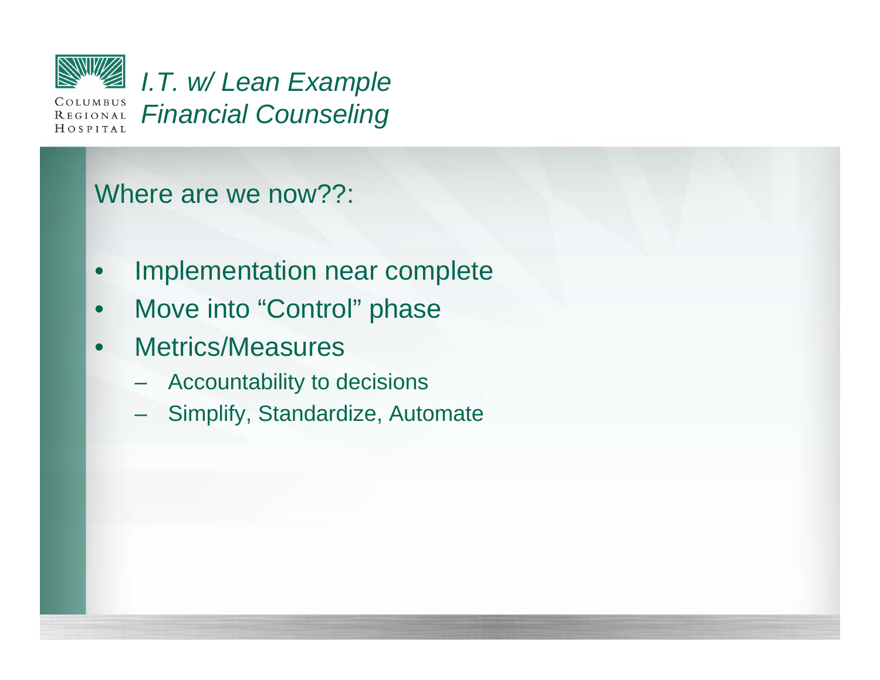# *I.T. w/ Lean Example*
# *Financial Counseling*

Where are we now??:

- Implementation near complete
- Move into "Control" phase
- Metrics/Measures
  - Accountability to decisions
  - Simplify, Standardize, Automate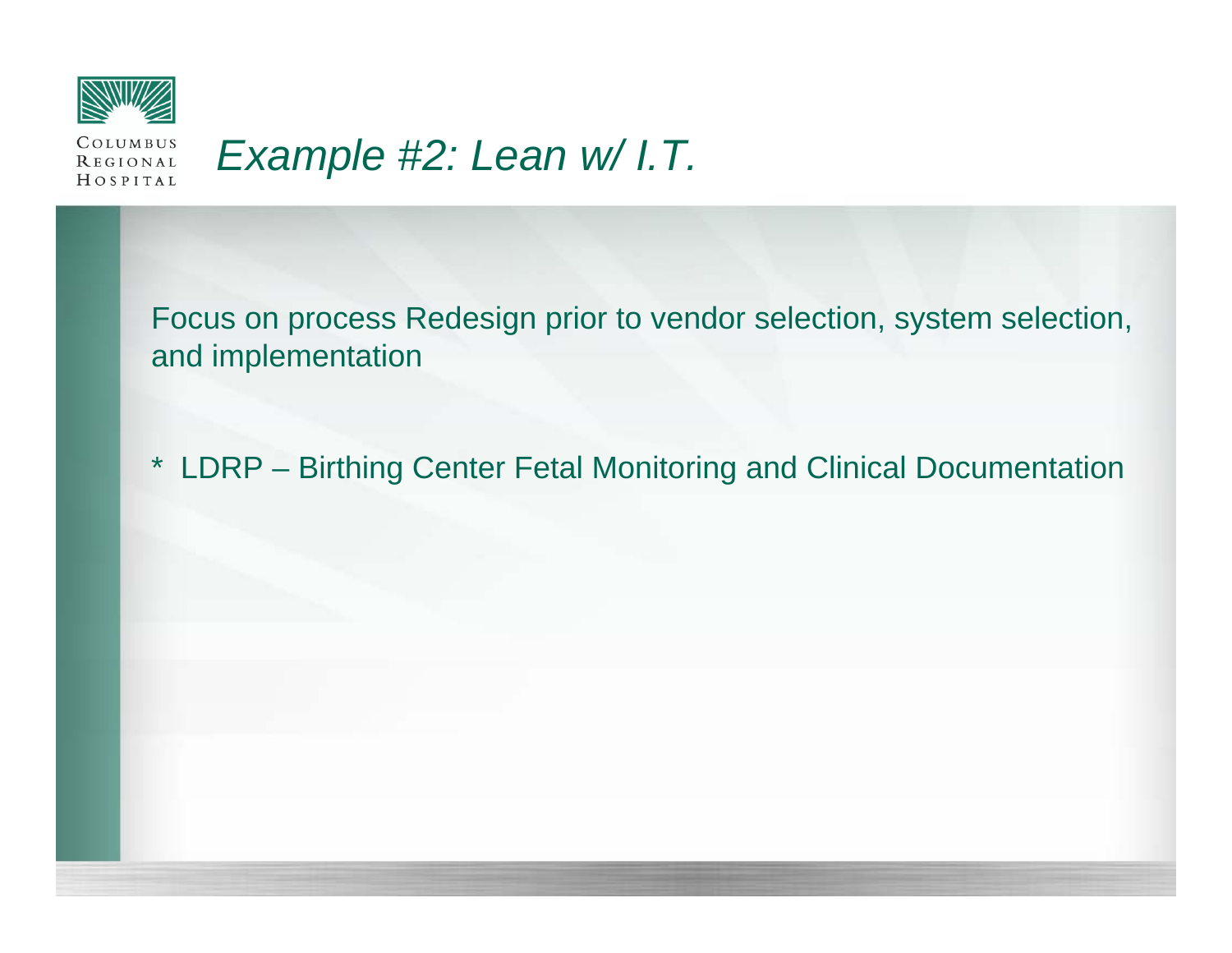# Example #2: Lean w/ I.T.

Focus on process Redesign prior to vendor selection, system selection, and implementation

* LDRP – Birthing Center Fetal Monitoring and Clinical Documentation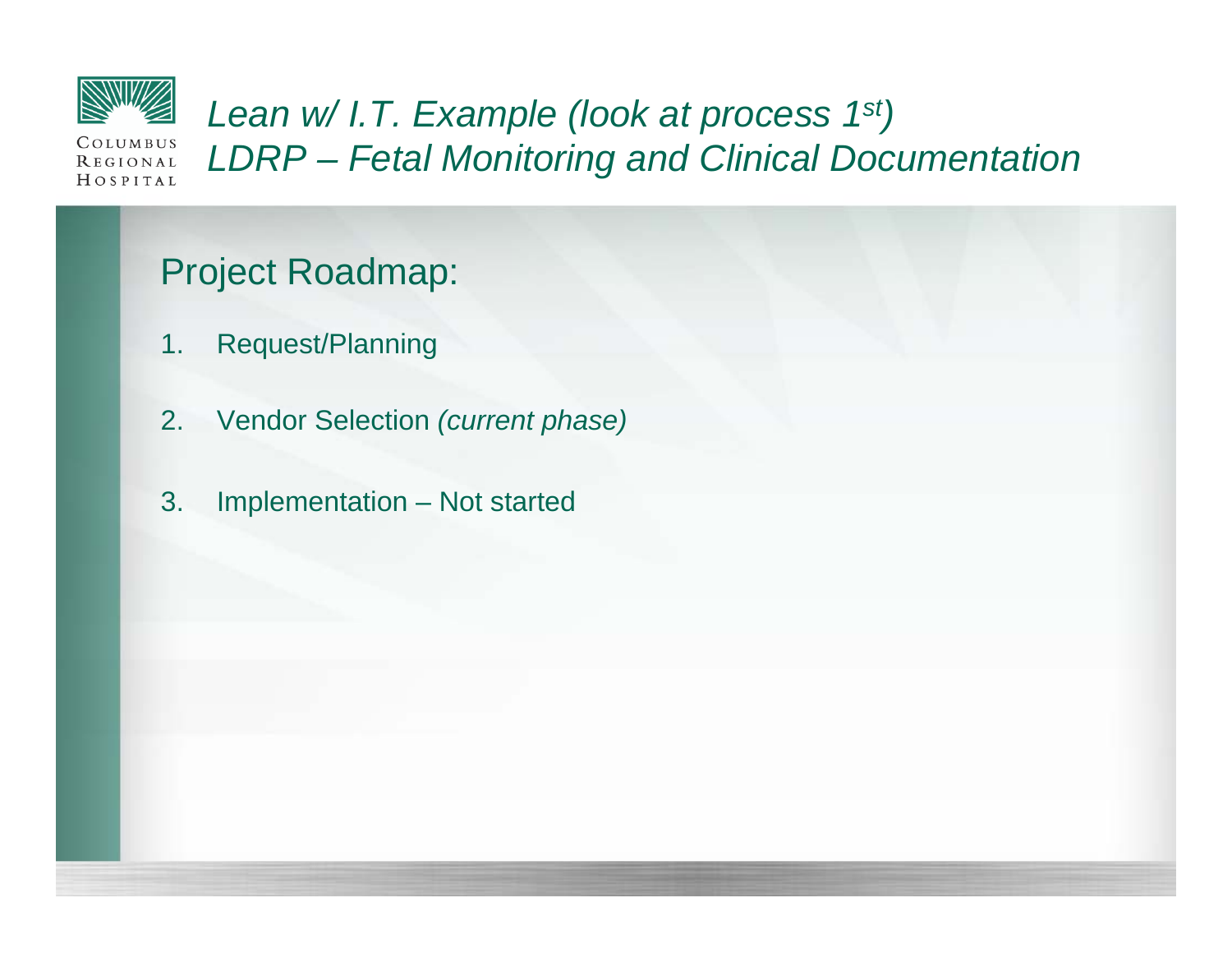# *Lean w/ I.T. Example (look at process 1st)*
# *LDRP – Fetal Monitoring and Clinical Documentation*

## Project Roadmap:

1. Request/Planning
2. Vendor Selection *(current phase)*
3. Implementation – Not started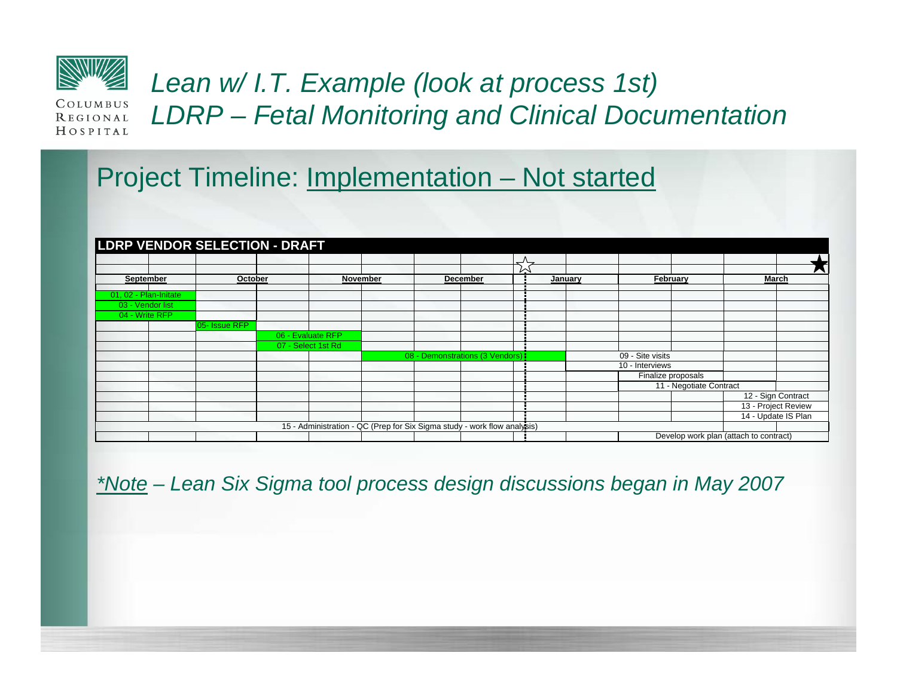# Lean w/ I.T. Example (look at process 1st)
# LDRP – Fetal Monitoring and Clinical Documentation

## Project Timeline: Implementation – Not started

**LDRP VENDOR SELECTION - DRAFT**

| September | October | November | December | January | February | March |
|---|---|---|---|---|---|---|
| 01, 02 - Plan-Initate | | | | | | |
| 03 - Vendor list | | | | | | |
| 04 - Write RFP | | | | | | |
| | 05- Issue RFP | | | | | |
| | 06 - Evaluate RFP | | | | | |
| | 07 - Select 1st Rd | | | | | |
| | | 08 - Demonstrations (3 Vendors) | | | 09 - Site visits | |
| | | | | | 10 - Interviews | |
| | | | | | Finalize proposals | |
| | | | | | 11 - Negotiate Contract | |
| | | | | | | 12 - Sign Contract |
| | | | | | | 13 - Project Review |
| | | | | | | 14 - Update IS Plan |
| 15 - Administration - QC (Prep for Six Sigma study - work flow analysis) | | | | | | |
| | | | | | Develop work plan (attach to contract) | |

*<u>*Note</u> – Lean Six Sigma tool process design discussions began in May 2007*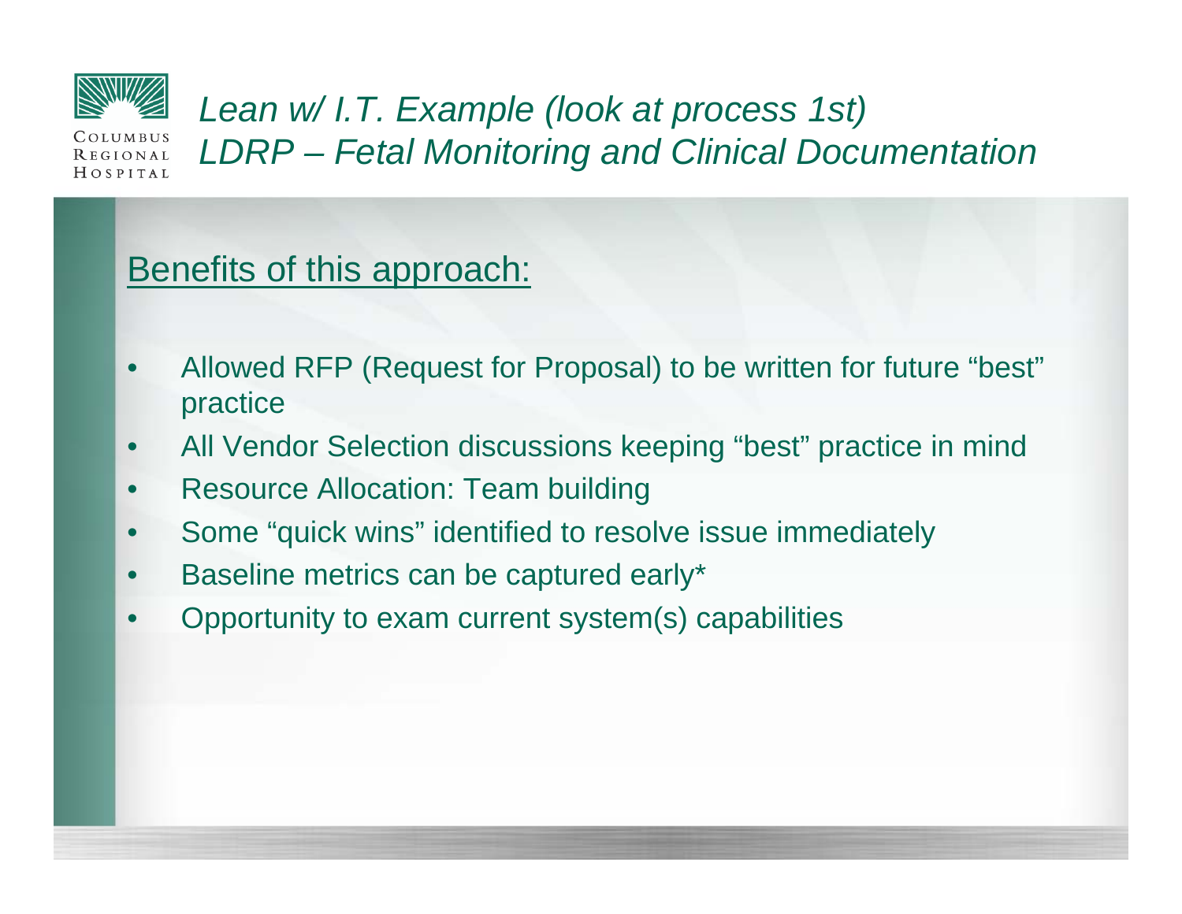# Lean w/ I.T. Example (look at process 1st)
# LDRP – Fetal Monitoring and Clinical Documentation

## Benefits of this approach:

- Allowed RFP (Request for Proposal) to be written for future "best" practice
- All Vendor Selection discussions keeping "best" practice in mind
- Resource Allocation: Team building
- Some "quick wins" identified to resolve issue immediately
- Baseline metrics can be captured early*
- Opportunity to exam current system(s) capabilities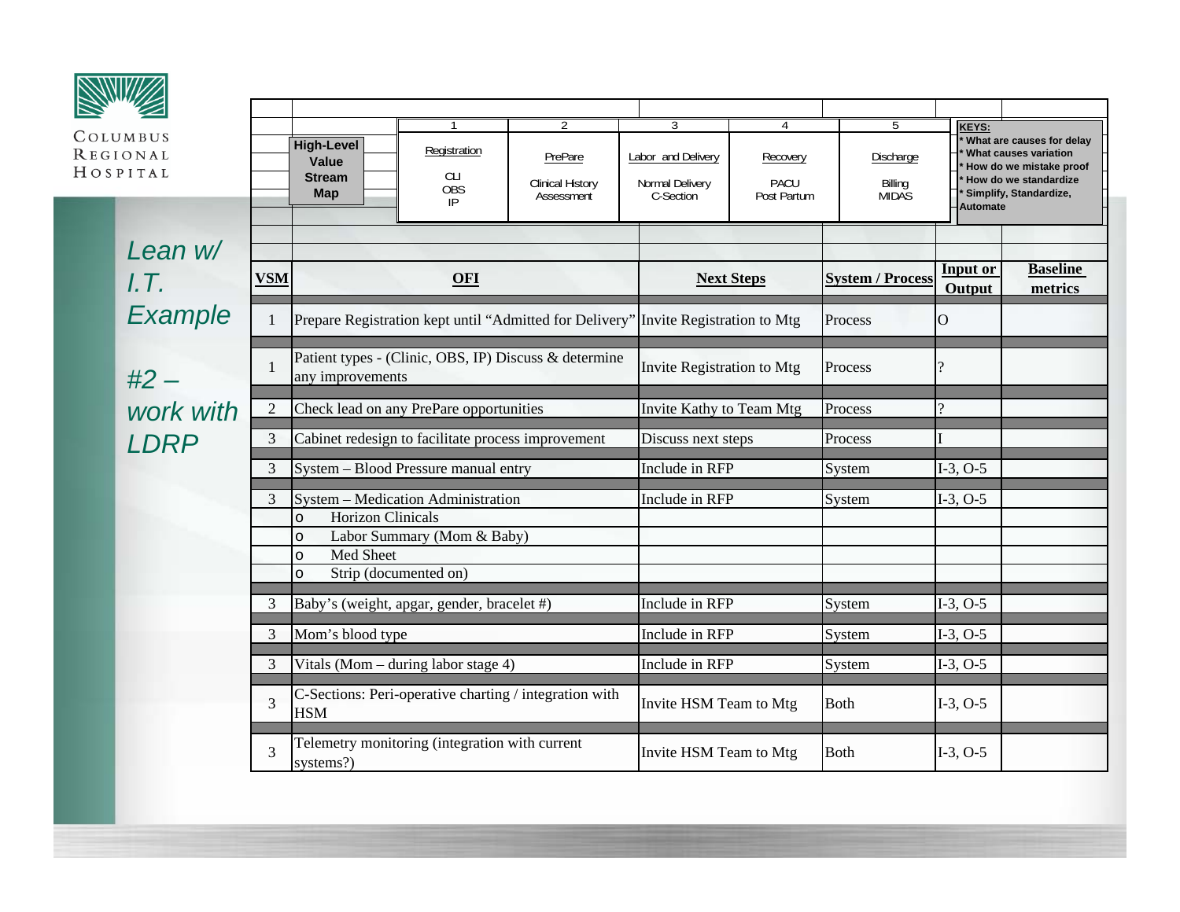Columbus Regional Hospital

# Lean w/ I.T. Example

## #2 – work with LDRP

| High-Level Value Stream Map | 1 | 2 | 3 | 4 | 5 |
|---|---|---|---|---|---|
| | Registration | PrePare | Labor and Delivery | Recovery | Discharge |
| | CLI<br>OBS<br>IP | Clinical History Assessment | Normal Delivery<br>C-Section | PACU<br>Post Partum | Billing<br>MIDAS |

**KEYS:**
* What are causes for delay
* What causes variation
* How do we mistake proof
* How do we standardize
* Simplify, Standardize, Automate

| VSM | OFI | Next Steps | System / Process | Input or Output | Baseline metrics |
|---|---|---|---|---|---|
| 1 | Prepare Registration kept until "Admitted for Delivery" | Invite Registration to Mtg | Process | O | |
| 1 | Patient types - (Clinic, OBS, IP) Discuss & determine any improvements | Invite Registration to Mtg | Process | ? | |
| 2 | Check lead on any PrePare opportunities | Invite Kathy to Team Mtg | Process | ? | |
| 3 | Cabinet redesign to facilitate process improvement | Discuss next steps | Process | I | |
| 3 | System – Blood Pressure manual entry | Include in RFP | System | I-3, O-5 | |
| 3 | System – Medication Administration | Include in RFP | System | I-3, O-5 | |
| | o Horizon Clinicals | | | | |
| | o Labor Summary (Mom & Baby) | | | | |
| | o Med Sheet | | | | |
| | o Strip (documented on) | | | | |
| 3 | Baby's (weight, apgar, gender, bracelet #) | Include in RFP | System | I-3, O-5 | |
| 3 | Mom's blood type | Include in RFP | System | I-3, O-5 | |
| 3 | Vitals (Mom – during labor stage 4) | Include in RFP | System | I-3, O-5 | |
| 3 | C-Sections: Peri-operative charting / integration with HSM | Invite HSM Team to Mtg | Both | I-3, O-5 | |
| 3 | Telemetry monitoring (integration with current systems?) | Invite HSM Team to Mtg | Both | I-3, O-5 | |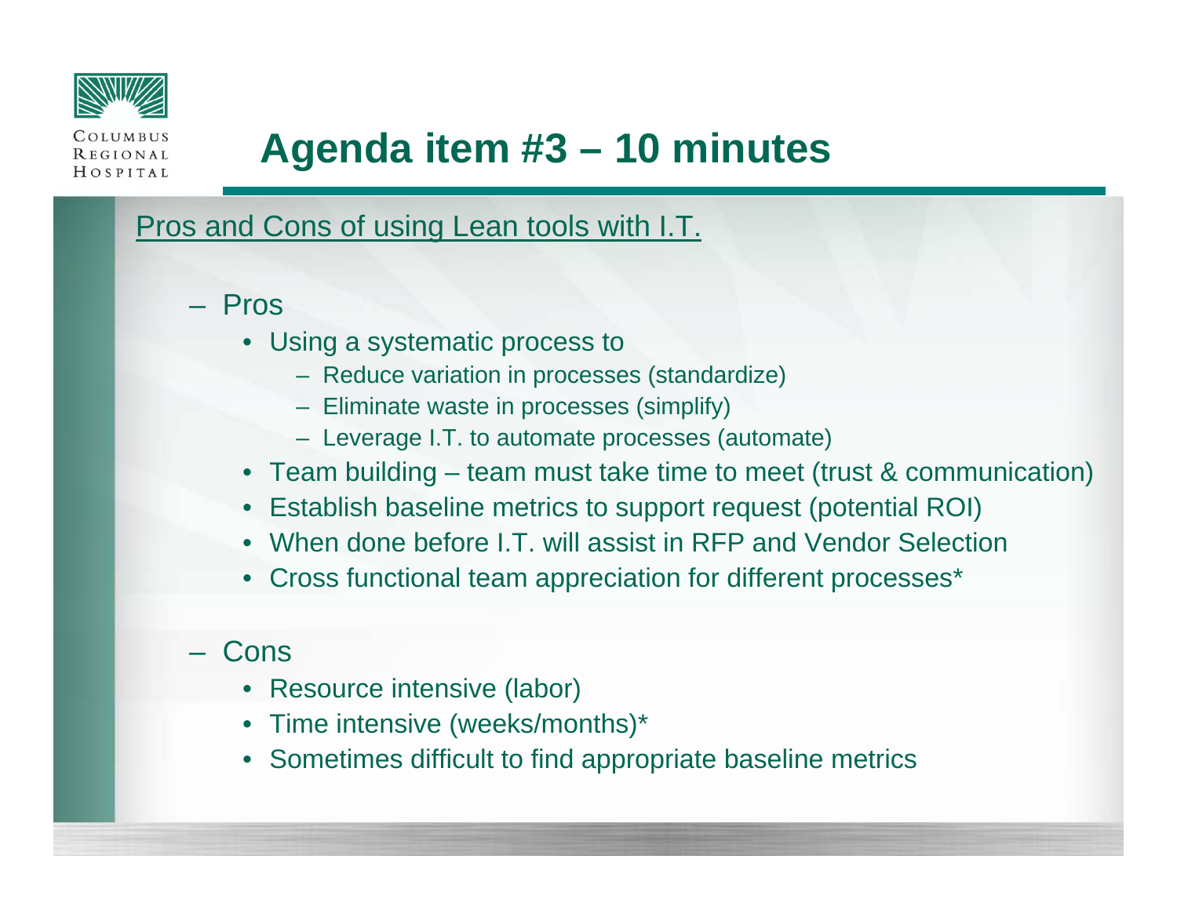# Agenda item #3 – 10 minutes

Pros and Cons of using Lean tools with I.T.

- Pros
  - Using a systematic process to
    - Reduce variation in processes (standardize)
    - Eliminate waste in processes (simplify)
    - Leverage I.T. to automate processes (automate)
  - Team building – team must take time to meet (trust & communication)
  - Establish baseline metrics to support request (potential ROI)
  - When done before I.T. will assist in RFP and Vendor Selection
  - Cross functional team appreciation for different processes*
- Cons
  - Resource intensive (labor)
  - Time intensive (weeks/months)*
  - Sometimes difficult to find appropriate baseline metrics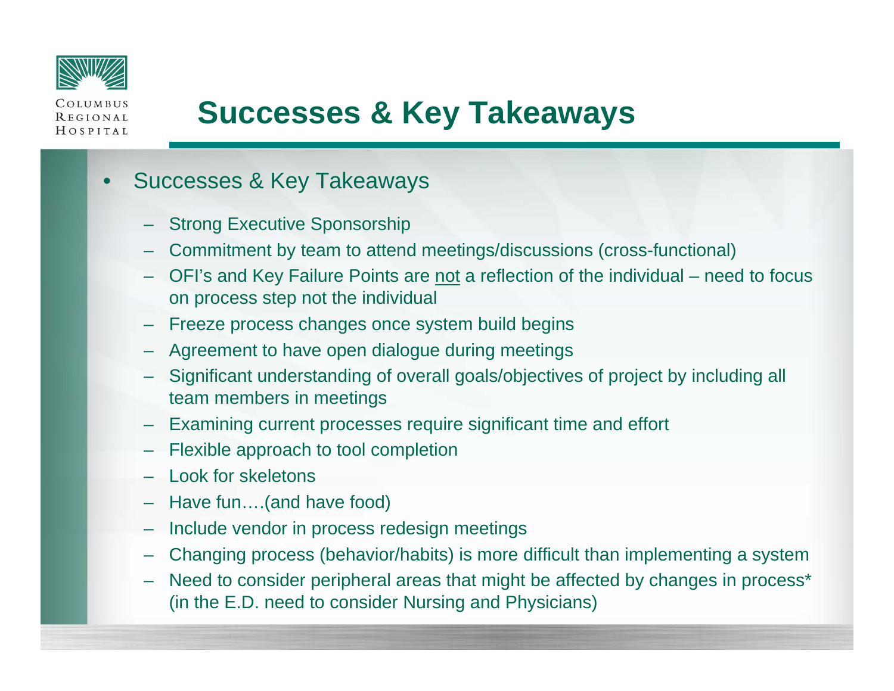# Successes & Key Takeaways

- Successes & Key Takeaways
  - Strong Executive Sponsorship
  - Commitment by team to attend meetings/discussions (cross-functional)
  - OFI's and Key Failure Points are <u>not</u> a reflection of the individual – need to focus on process step not the individual
  - Freeze process changes once system build begins
  - Agreement to have open dialogue during meetings
  - Significant understanding of overall goals/objectives of project by including all team members in meetings
  - Examining current processes require significant time and effort
  - Flexible approach to tool completion
  - Look for skeletons
  - Have fun….(and have food)
  - Include vendor in process redesign meetings
  - Changing process (behavior/habits) is more difficult than implementing a system
  - Need to consider peripheral areas that might be affected by changes in process* (in the E.D. need to consider Nursing and Physicians)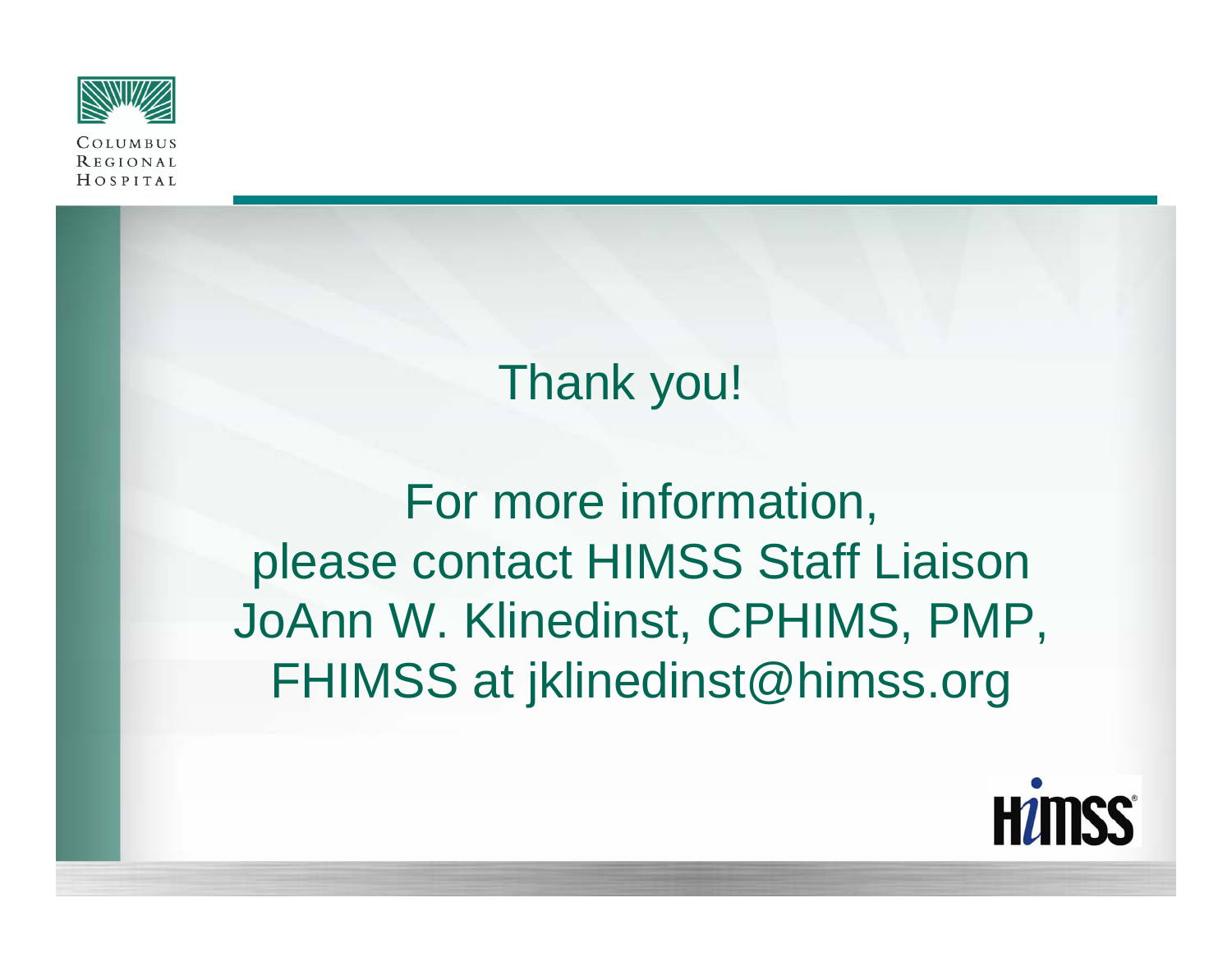Columbus Regional Hospital

# Thank you!

For more information,
please contact HIMSS Staff Liaison
JoAnn W. Klinedinst, CPHIMS, PMP, FHIMSS at jklinedinst@himss.org

HIMSS